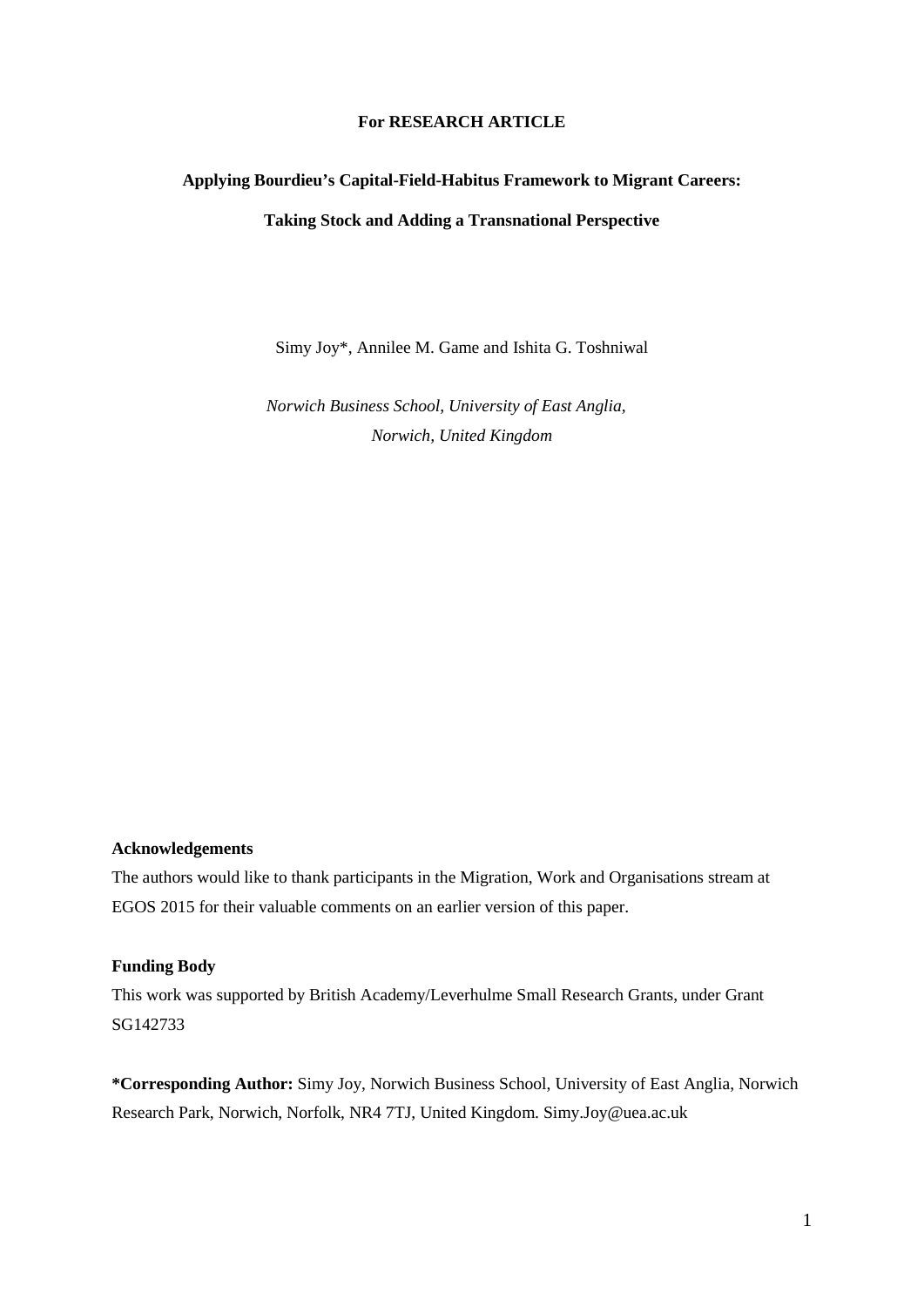**For RESEARCH ARTICLE**

# Applying Bourdieu's Capital-Field-Habitus Framework to Migrant Careers: Taking Stock and Adding a Transnational Perspective

Simy Joy*, Annilee M. Game and Ishita G. Toshniwal

*Norwich Business School, University of East Anglia, Norwich, United Kingdom*

**Acknowledgements**

The authors would like to thank participants in the Migration, Work and Organisations stream at EGOS 2015 for their valuable comments on an earlier version of this paper.

**Funding Body**

This work was supported by British Academy/Leverhulme Small Research Grants, under Grant SG142733

**\*Corresponding Author:** Simy Joy, Norwich Business School, University of East Anglia, Norwich Research Park, Norwich, Norfolk, NR4 7TJ, United Kingdom. Simy.Joy@uea.ac.uk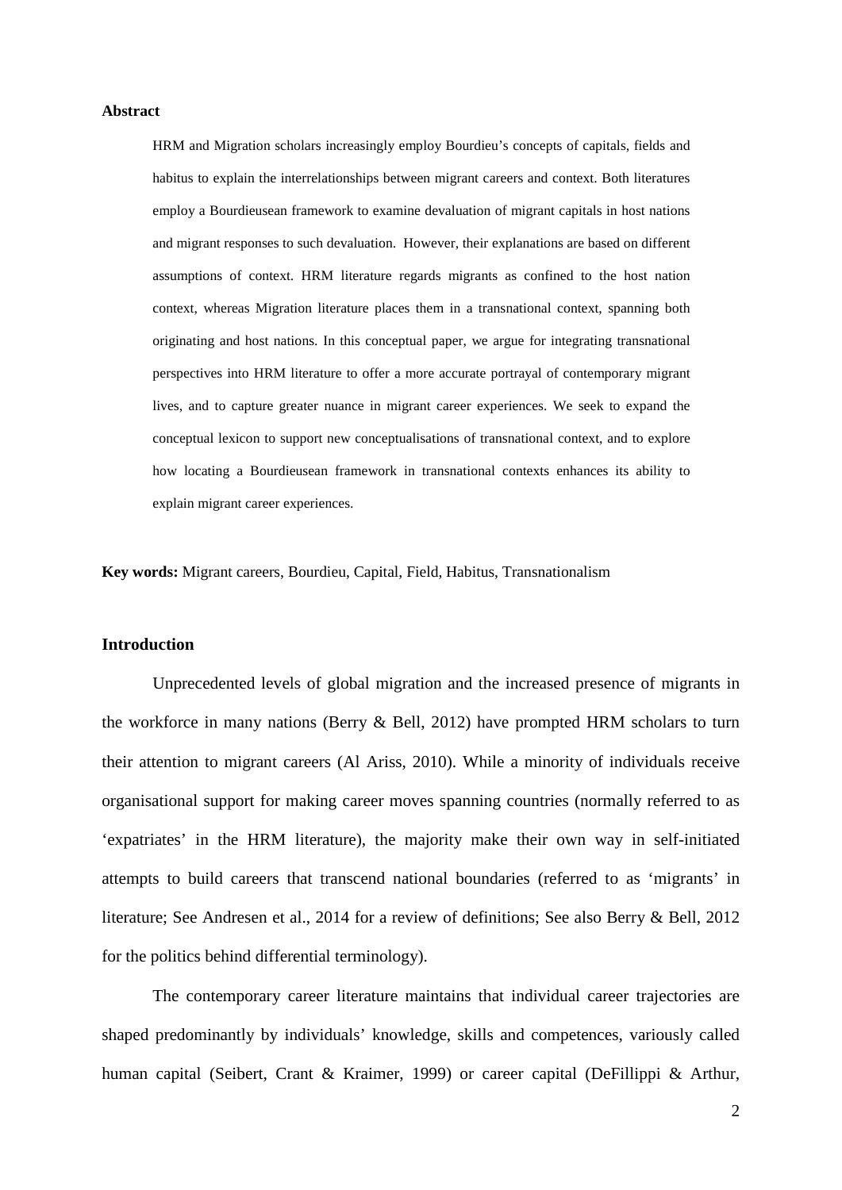**Abstract**

HRM and Migration scholars increasingly employ Bourdieu's concepts of capitals, fields and habitus to explain the interrelationships between migrant careers and context. Both literatures employ a Bourdieusean framework to examine devaluation of migrant capitals in host nations and migrant responses to such devaluation. However, their explanations are based on different assumptions of context. HRM literature regards migrants as confined to the host nation context, whereas Migration literature places them in a transnational context, spanning both originating and host nations. In this conceptual paper, we argue for integrating transnational perspectives into HRM literature to offer a more accurate portrayal of contemporary migrant lives, and to capture greater nuance in migrant career experiences. We seek to expand the conceptual lexicon to support new conceptualisations of transnational context, and to explore how locating a Bourdieusean framework in transnational contexts enhances its ability to explain migrant career experiences.

**Key words:** Migrant careers, Bourdieu, Capital, Field, Habitus, Transnationalism

## Introduction

Unprecedented levels of global migration and the increased presence of migrants in the workforce in many nations (Berry & Bell, 2012) have prompted HRM scholars to turn their attention to migrant careers (Al Ariss, 2010). While a minority of individuals receive organisational support for making career moves spanning countries (normally referred to as 'expatriates' in the HRM literature), the majority make their own way in self-initiated attempts to build careers that transcend national boundaries (referred to as 'migrants' in literature; See Andresen et al., 2014 for a review of definitions; See also Berry & Bell, 2012 for the politics behind differential terminology).

The contemporary career literature maintains that individual career trajectories are shaped predominantly by individuals' knowledge, skills and competences, variously called human capital (Seibert, Crant & Kraimer, 1999) or career capital (DeFillippi & Arthur,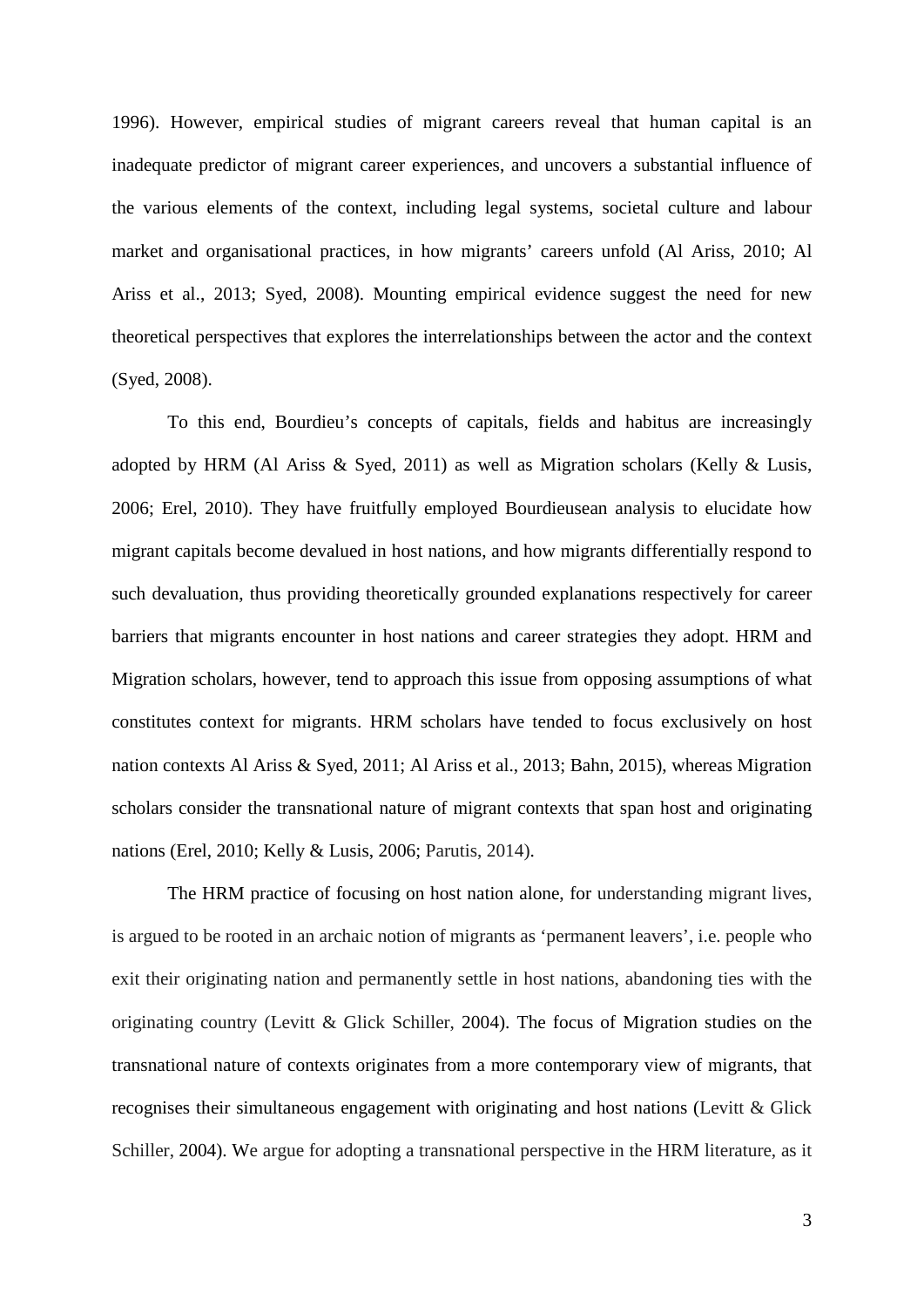1996). However, empirical studies of migrant careers reveal that human capital is an inadequate predictor of migrant career experiences, and uncovers a substantial influence of the various elements of the context, including legal systems, societal culture and labour market and organisational practices, in how migrants' careers unfold (Al Ariss, 2010; Al Ariss et al., 2013; Syed, 2008). Mounting empirical evidence suggest the need for new theoretical perspectives that explores the interrelationships between the actor and the context (Syed, 2008).

To this end, Bourdieu's concepts of capitals, fields and habitus are increasingly adopted by HRM (Al Ariss & Syed, 2011) as well as Migration scholars (Kelly & Lusis, 2006; Erel, 2010). They have fruitfully employed Bourdieusean analysis to elucidate how migrant capitals become devalued in host nations, and how migrants differentially respond to such devaluation, thus providing theoretically grounded explanations respectively for career barriers that migrants encounter in host nations and career strategies they adopt. HRM and Migration scholars, however, tend to approach this issue from opposing assumptions of what constitutes context for migrants. HRM scholars have tended to focus exclusively on host nation contexts Al Ariss & Syed, 2011; Al Ariss et al., 2013; Bahn, 2015), whereas Migration scholars consider the transnational nature of migrant contexts that span host and originating nations (Erel, 2010; Kelly & Lusis, 2006; Parutis, 2014).

The HRM practice of focusing on host nation alone, for understanding migrant lives, is argued to be rooted in an archaic notion of migrants as 'permanent leavers', i.e. people who exit their originating nation and permanently settle in host nations, abandoning ties with the originating country (Levitt & Glick Schiller, 2004). The focus of Migration studies on the transnational nature of contexts originates from a more contemporary view of migrants, that recognises their simultaneous engagement with originating and host nations (Levitt & Glick Schiller, 2004). We argue for adopting a transnational perspective in the HRM literature, as it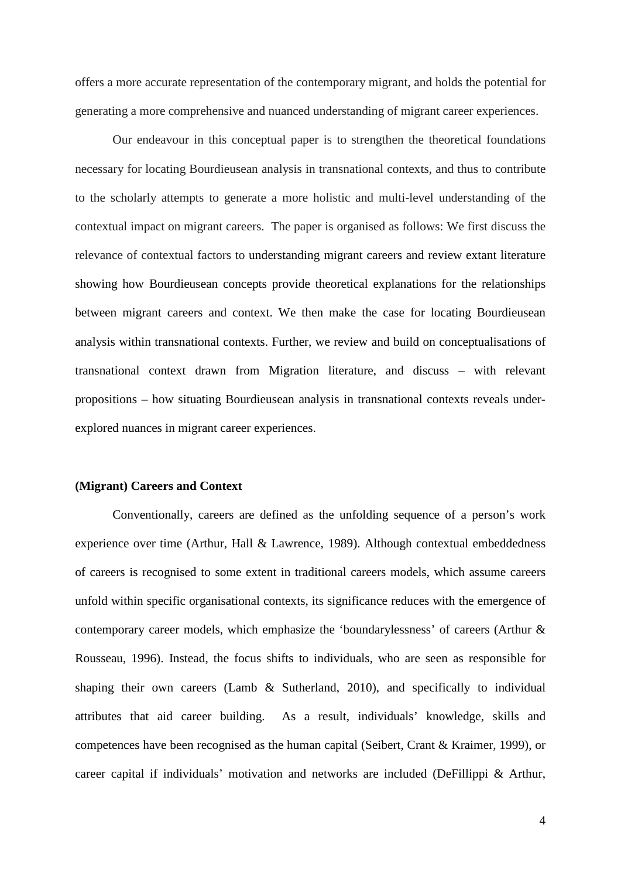offers a more accurate representation of the contemporary migrant, and holds the potential for generating a more comprehensive and nuanced understanding of migrant career experiences.

Our endeavour in this conceptual paper is to strengthen the theoretical foundations necessary for locating Bourdieusean analysis in transnational contexts, and thus to contribute to the scholarly attempts to generate a more holistic and multi-level understanding of the contextual impact on migrant careers. The paper is organised as follows: We first discuss the relevance of contextual factors to understanding migrant careers and review extant literature showing how Bourdieusean concepts provide theoretical explanations for the relationships between migrant careers and context. We then make the case for locating Bourdieusean analysis within transnational contexts. Further, we review and build on conceptualisations of transnational context drawn from Migration literature, and discuss – with relevant propositions – how situating Bourdieusean analysis in transnational contexts reveals under-explored nuances in migrant career experiences.

**(Migrant) Careers and Context**

Conventionally, careers are defined as the unfolding sequence of a person's work experience over time (Arthur, Hall & Lawrence, 1989). Although contextual embeddedness of careers is recognised to some extent in traditional careers models, which assume careers unfold within specific organisational contexts, its significance reduces with the emergence of contemporary career models, which emphasize the 'boundarylessness' of careers (Arthur & Rousseau, 1996). Instead, the focus shifts to individuals, who are seen as responsible for shaping their own careers (Lamb & Sutherland, 2010), and specifically to individual attributes that aid career building. As a result, individuals' knowledge, skills and competences have been recognised as the human capital (Seibert, Crant & Kraimer, 1999), or career capital if individuals' motivation and networks are included (DeFillippi & Arthur,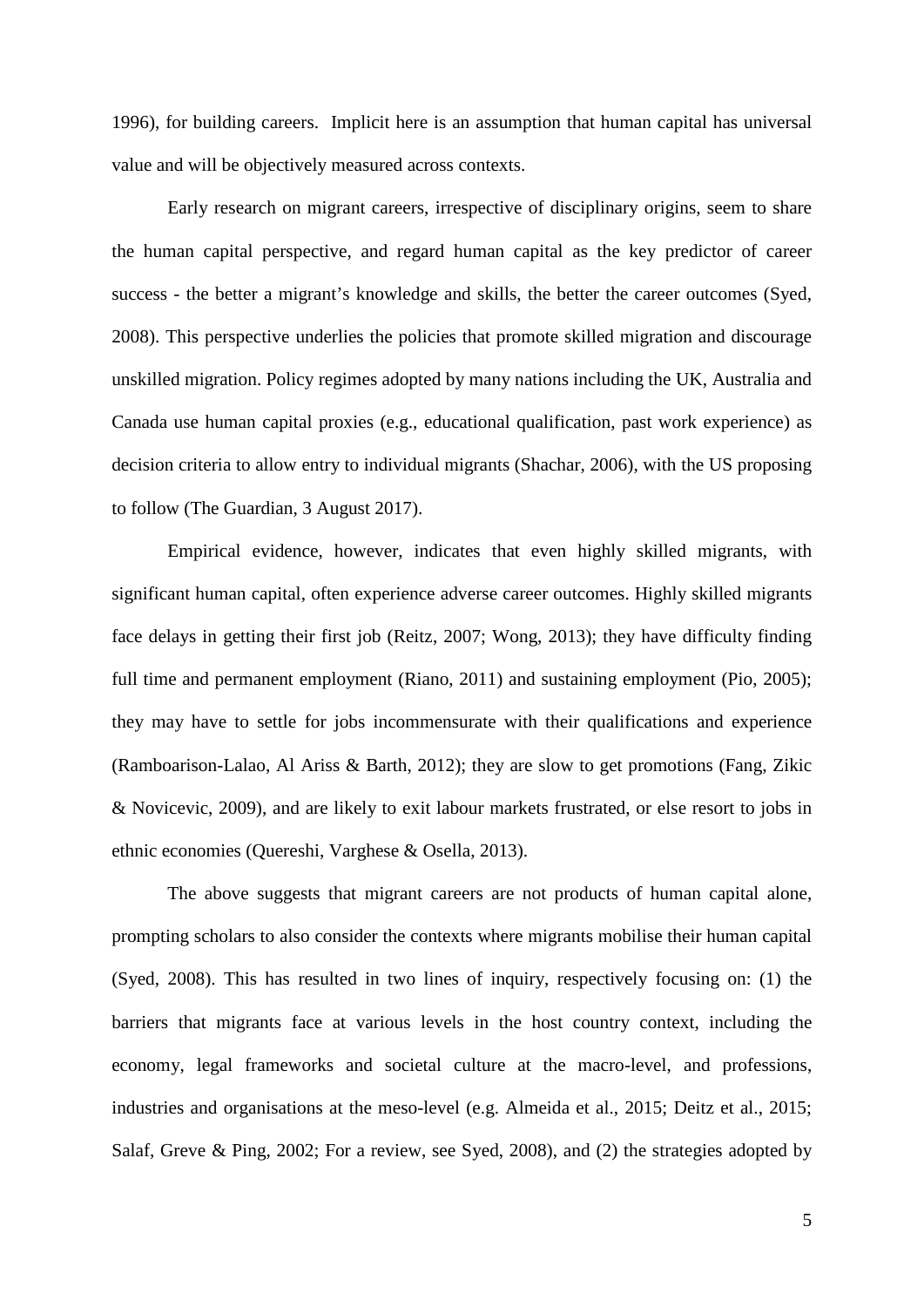1996), for building careers. Implicit here is an assumption that human capital has universal value and will be objectively measured across contexts.

Early research on migrant careers, irrespective of disciplinary origins, seem to share the human capital perspective, and regard human capital as the key predictor of career success - the better a migrant's knowledge and skills, the better the career outcomes (Syed, 2008). This perspective underlies the policies that promote skilled migration and discourage unskilled migration. Policy regimes adopted by many nations including the UK, Australia and Canada use human capital proxies (e.g., educational qualification, past work experience) as decision criteria to allow entry to individual migrants (Shachar, 2006), with the US proposing to follow (The Guardian, 3 August 2017).

Empirical evidence, however, indicates that even highly skilled migrants, with significant human capital, often experience adverse career outcomes. Highly skilled migrants face delays in getting their first job (Reitz, 2007; Wong, 2013); they have difficulty finding full time and permanent employment (Riano, 2011) and sustaining employment (Pio, 2005); they may have to settle for jobs incommensurate with their qualifications and experience (Ramboarison-Lalao, Al Ariss & Barth, 2012); they are slow to get promotions (Fang, Zikic & Novicevic, 2009), and are likely to exit labour markets frustrated, or else resort to jobs in ethnic economies (Quereshi, Varghese & Osella, 2013).

The above suggests that migrant careers are not products of human capital alone, prompting scholars to also consider the contexts where migrants mobilise their human capital (Syed, 2008). This has resulted in two lines of inquiry, respectively focusing on: (1) the barriers that migrants face at various levels in the host country context, including the economy, legal frameworks and societal culture at the macro-level, and professions, industries and organisations at the meso-level (e.g. Almeida et al., 2015; Deitz et al., 2015; Salaf, Greve & Ping, 2002; For a review, see Syed, 2008), and (2) the strategies adopted by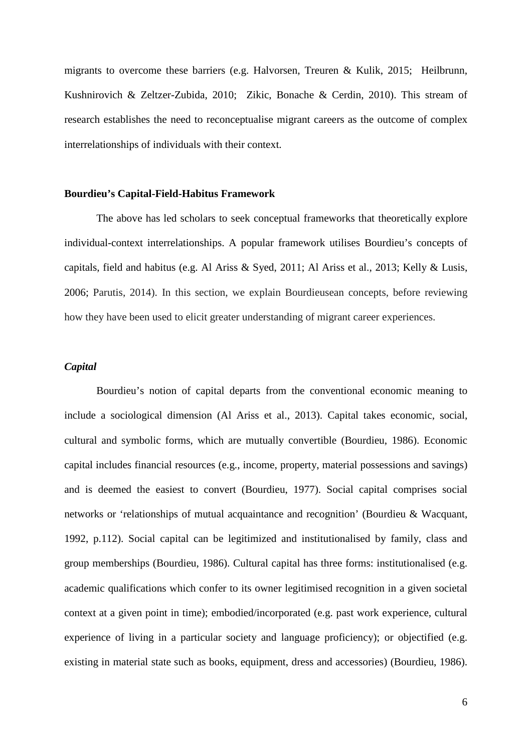migrants to overcome these barriers (e.g. Halvorsen, Treuren & Kulik, 2015; Heilbrunn, Kushnirovich & Zeltzer-Zubida, 2010; Zikic, Bonache & Cerdin, 2010). This stream of research establishes the need to reconceptualise migrant careers as the outcome of complex interrelationships of individuals with their context.

## Bourdieu's Capital-Field-Habitus Framework

The above has led scholars to seek conceptual frameworks that theoretically explore individual-context interrelationships. A popular framework utilises Bourdieu's concepts of capitals, field and habitus (e.g. Al Ariss & Syed, 2011; Al Ariss et al., 2013; Kelly & Lusis, 2006; Parutis, 2014). In this section, we explain Bourdieusean concepts, before reviewing how they have been used to elicit greater understanding of migrant career experiences.

### *Capital*

Bourdieu's notion of capital departs from the conventional economic meaning to include a sociological dimension (Al Ariss et al., 2013). Capital takes economic, social, cultural and symbolic forms, which are mutually convertible (Bourdieu, 1986). Economic capital includes financial resources (e.g., income, property, material possessions and savings) and is deemed the easiest to convert (Bourdieu, 1977). Social capital comprises social networks or 'relationships of mutual acquaintance and recognition' (Bourdieu & Wacquant, 1992, p.112). Social capital can be legitimized and institutionalised by family, class and group memberships (Bourdieu, 1986). Cultural capital has three forms: institutionalised (e.g. academic qualifications which confer to its owner legitimised recognition in a given societal context at a given point in time); embodied/incorporated (e.g. past work experience, cultural experience of living in a particular society and language proficiency); or objectified (e.g. existing in material state such as books, equipment, dress and accessories) (Bourdieu, 1986).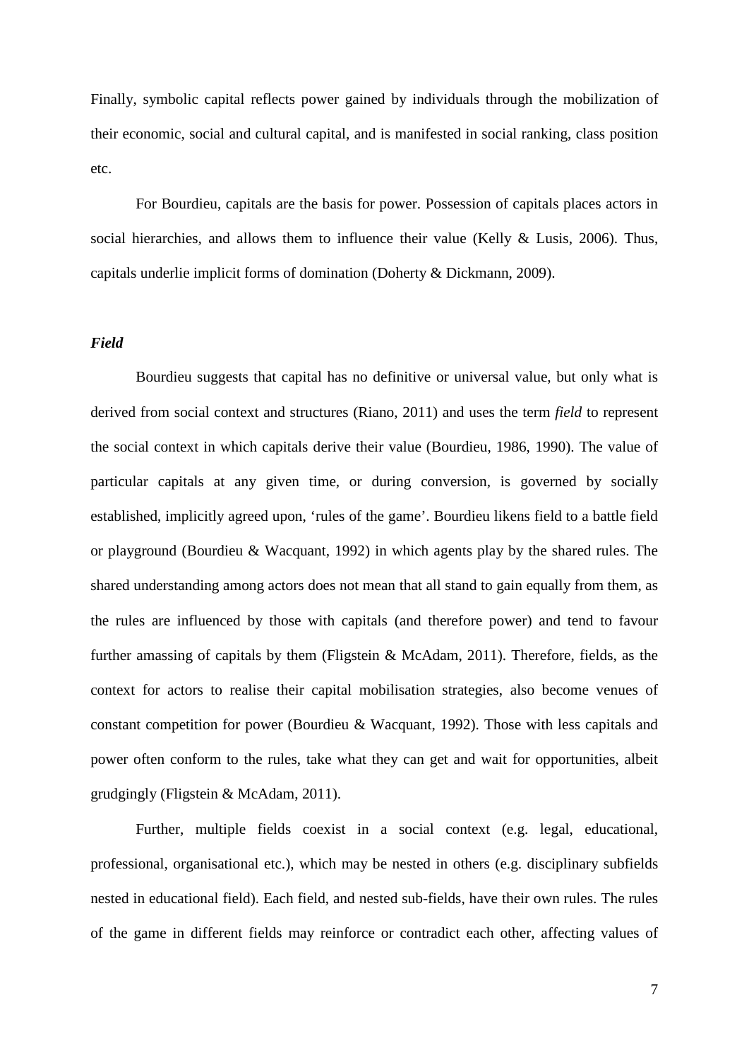Finally, symbolic capital reflects power gained by individuals through the mobilization of their economic, social and cultural capital, and is manifested in social ranking, class position etc.

For Bourdieu, capitals are the basis for power. Possession of capitals places actors in social hierarchies, and allows them to influence their value (Kelly & Lusis, 2006). Thus, capitals underlie implicit forms of domination (Doherty & Dickmann, 2009).

### *Field*

Bourdieu suggests that capital has no definitive or universal value, but only what is derived from social context and structures (Riano, 2011) and uses the term *field* to represent the social context in which capitals derive their value (Bourdieu, 1986, 1990). The value of particular capitals at any given time, or during conversion, is governed by socially established, implicitly agreed upon, 'rules of the game'. Bourdieu likens field to a battle field or playground (Bourdieu & Wacquant, 1992) in which agents play by the shared rules. The shared understanding among actors does not mean that all stand to gain equally from them, as the rules are influenced by those with capitals (and therefore power) and tend to favour further amassing of capitals by them (Fligstein & McAdam, 2011). Therefore, fields, as the context for actors to realise their capital mobilisation strategies, also become venues of constant competition for power (Bourdieu & Wacquant, 1992). Those with less capitals and power often conform to the rules, take what they can get and wait for opportunities, albeit grudgingly (Fligstein & McAdam, 2011).

Further, multiple fields coexist in a social context (e.g. legal, educational, professional, organisational etc.), which may be nested in others (e.g. disciplinary subfields nested in educational field). Each field, and nested sub-fields, have their own rules. The rules of the game in different fields may reinforce or contradict each other, affecting values of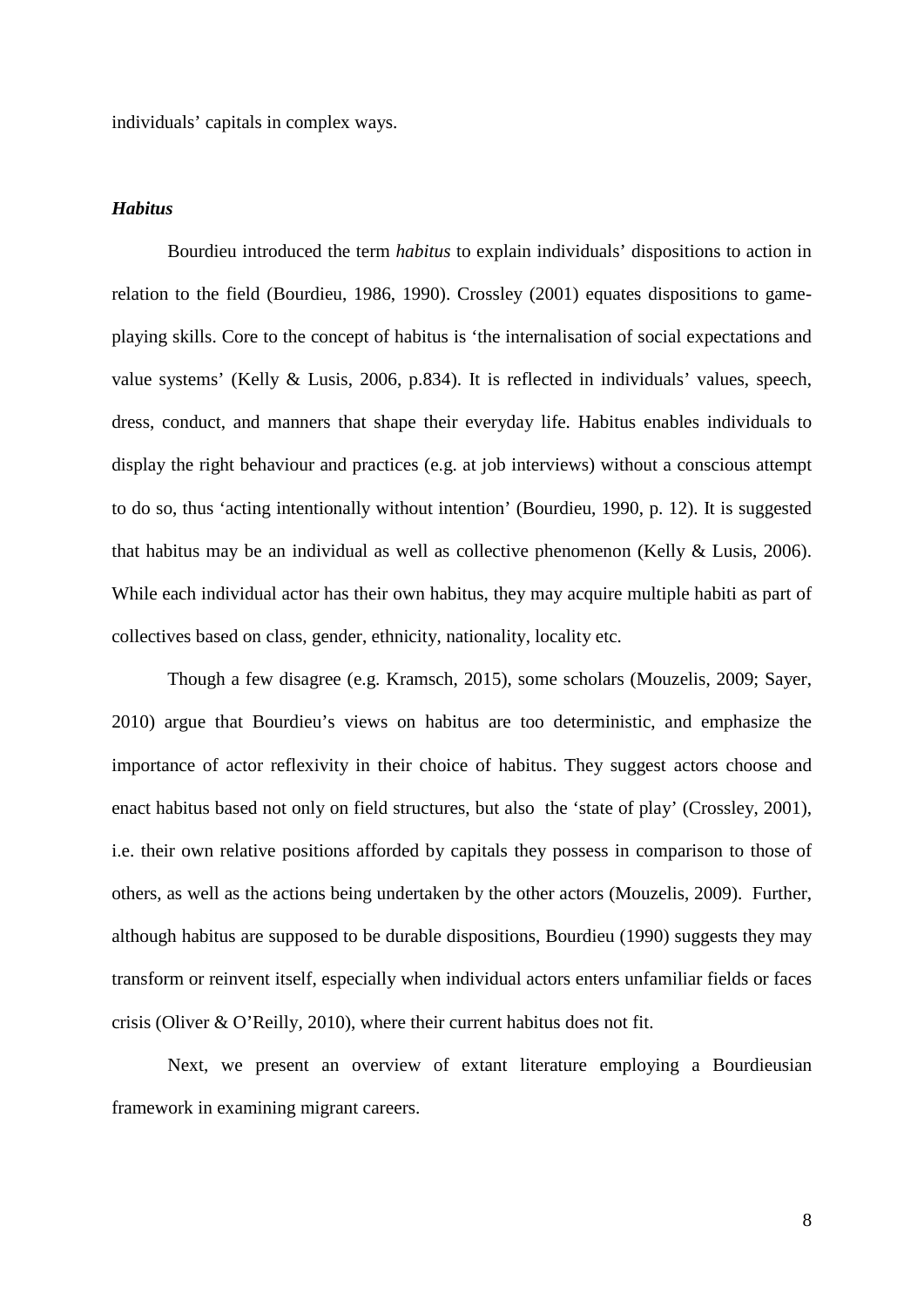individuals' capitals in complex ways.

### *Habitus*

Bourdieu introduced the term *habitus* to explain individuals' dispositions to action in relation to the field (Bourdieu, 1986, 1990). Crossley (2001) equates dispositions to game-playing skills. Core to the concept of habitus is 'the internalisation of social expectations and value systems' (Kelly & Lusis, 2006, p.834). It is reflected in individuals' values, speech, dress, conduct, and manners that shape their everyday life. Habitus enables individuals to display the right behaviour and practices (e.g. at job interviews) without a conscious attempt to do so, thus 'acting intentionally without intention' (Bourdieu, 1990, p. 12). It is suggested that habitus may be an individual as well as collective phenomenon (Kelly & Lusis, 2006). While each individual actor has their own habitus, they may acquire multiple habiti as part of collectives based on class, gender, ethnicity, nationality, locality etc.

Though a few disagree (e.g. Kramsch, 2015), some scholars (Mouzelis, 2009; Sayer, 2010) argue that Bourdieu's views on habitus are too deterministic, and emphasize the importance of actor reflexivity in their choice of habitus. They suggest actors choose and enact habitus based not only on field structures, but also the 'state of play' (Crossley, 2001), i.e. their own relative positions afforded by capitals they possess in comparison to those of others, as well as the actions being undertaken by the other actors (Mouzelis, 2009). Further, although habitus are supposed to be durable dispositions, Bourdieu (1990) suggests they may transform or reinvent itself, especially when individual actors enters unfamiliar fields or faces crisis (Oliver & O'Reilly, 2010), where their current habitus does not fit.

Next, we present an overview of extant literature employing a Bourdieusian framework in examining migrant careers.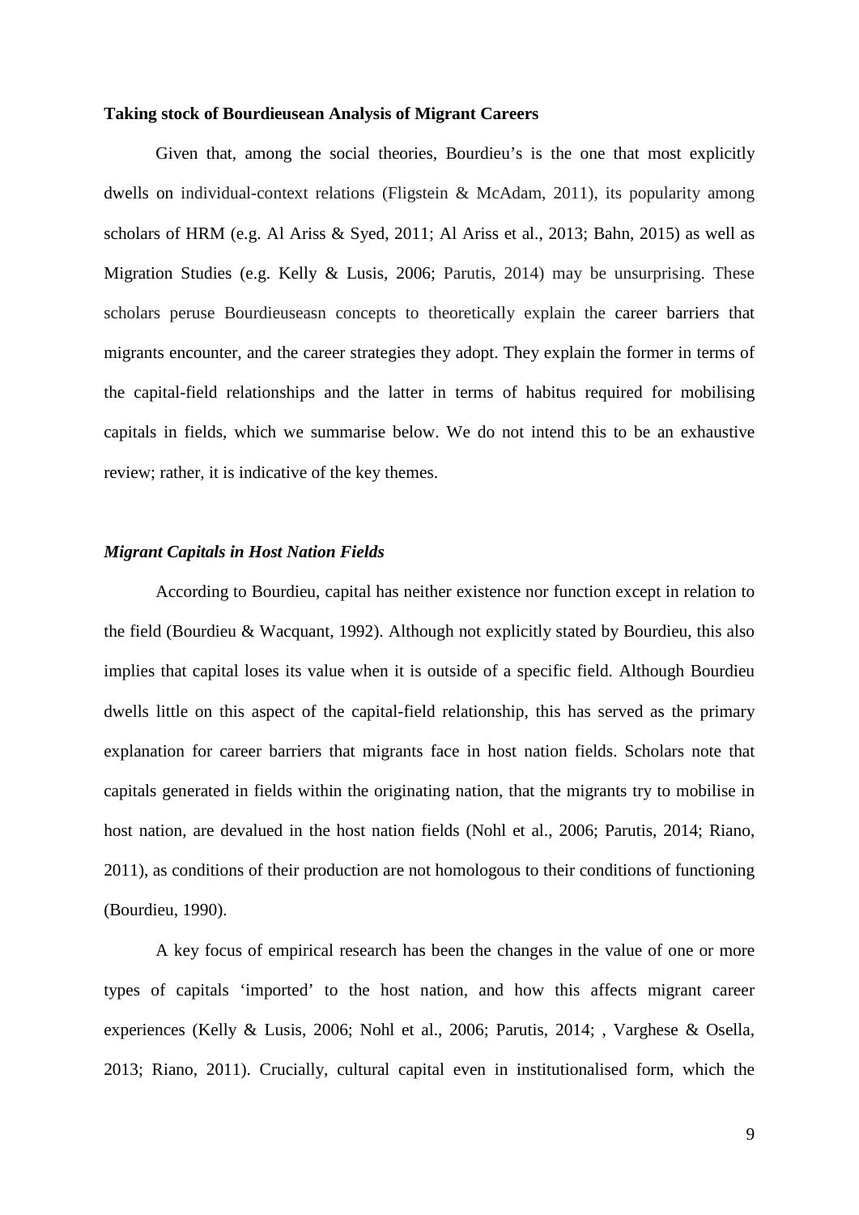**Taking stock of Bourdieusean Analysis of Migrant Careers**

Given that, among the social theories, Bourdieu's is the one that most explicitly dwells on individual-context relations (Fligstein & McAdam, 2011), its popularity among scholars of HRM (e.g. Al Ariss & Syed, 2011; Al Ariss et al., 2013; Bahn, 2015) as well as Migration Studies (e.g. Kelly & Lusis, 2006; Parutis, 2014) may be unsurprising. These scholars peruse Bourdieuseasn concepts to theoretically explain the career barriers that migrants encounter, and the career strategies they adopt. They explain the former in terms of the capital-field relationships and the latter in terms of habitus required for mobilising capitals in fields, which we summarise below. We do not intend this to be an exhaustive review; rather, it is indicative of the key themes.

***Migrant Capitals in Host Nation Fields***

According to Bourdieu, capital has neither existence nor function except in relation to the field (Bourdieu & Wacquant, 1992). Although not explicitly stated by Bourdieu, this also implies that capital loses its value when it is outside of a specific field. Although Bourdieu dwells little on this aspect of the capital-field relationship, this has served as the primary explanation for career barriers that migrants face in host nation fields. Scholars note that capitals generated in fields within the originating nation, that the migrants try to mobilise in host nation, are devalued in the host nation fields (Nohl et al., 2006; Parutis, 2014; Riano, 2011), as conditions of their production are not homologous to their conditions of functioning (Bourdieu, 1990).

A key focus of empirical research has been the changes in the value of one or more types of capitals 'imported' to the host nation, and how this affects migrant career experiences (Kelly & Lusis, 2006; Nohl et al., 2006; Parutis, 2014; , Varghese & Osella, 2013; Riano, 2011). Crucially, cultural capital even in institutionalised form, which the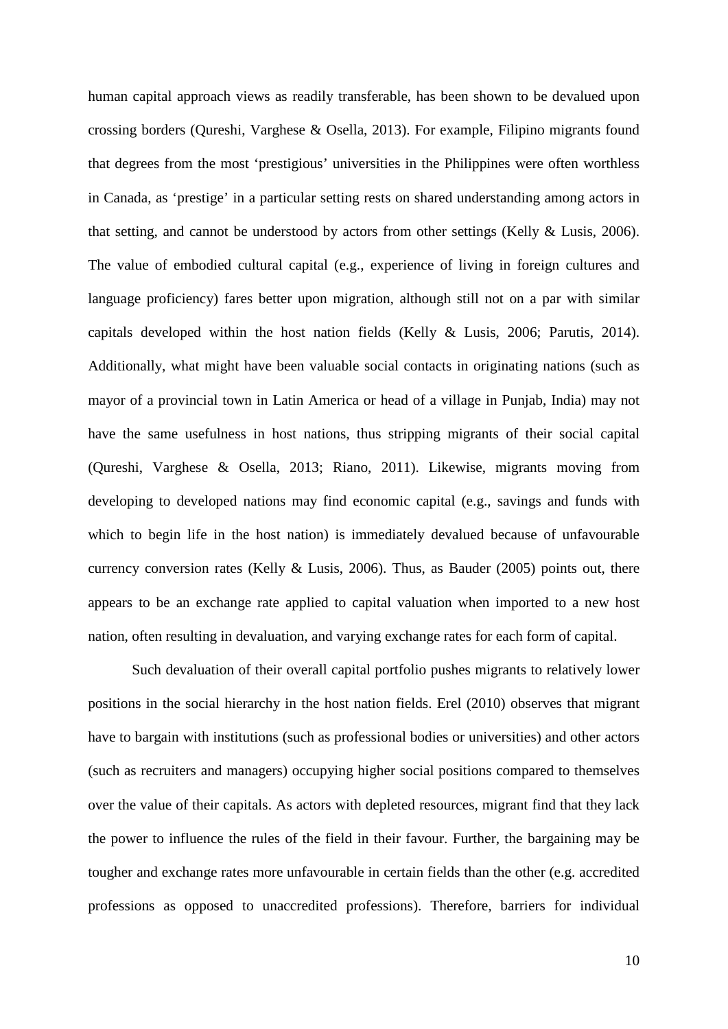human capital approach views as readily transferable, has been shown to be devalued upon crossing borders (Qureshi, Varghese & Osella, 2013). For example, Filipino migrants found that degrees from the most 'prestigious' universities in the Philippines were often worthless in Canada, as 'prestige' in a particular setting rests on shared understanding among actors in that setting, and cannot be understood by actors from other settings (Kelly & Lusis, 2006). The value of embodied cultural capital (e.g., experience of living in foreign cultures and language proficiency) fares better upon migration, although still not on a par with similar capitals developed within the host nation fields (Kelly & Lusis, 2006; Parutis, 2014). Additionally, what might have been valuable social contacts in originating nations (such as mayor of a provincial town in Latin America or head of a village in Punjab, India) may not have the same usefulness in host nations, thus stripping migrants of their social capital (Qureshi, Varghese & Osella, 2013; Riano, 2011). Likewise, migrants moving from developing to developed nations may find economic capital (e.g., savings and funds with which to begin life in the host nation) is immediately devalued because of unfavourable currency conversion rates (Kelly & Lusis, 2006). Thus, as Bauder (2005) points out, there appears to be an exchange rate applied to capital valuation when imported to a new host nation, often resulting in devaluation, and varying exchange rates for each form of capital.

Such devaluation of their overall capital portfolio pushes migrants to relatively lower positions in the social hierarchy in the host nation fields. Erel (2010) observes that migrant have to bargain with institutions (such as professional bodies or universities) and other actors (such as recruiters and managers) occupying higher social positions compared to themselves over the value of their capitals. As actors with depleted resources, migrant find that they lack the power to influence the rules of the field in their favour. Further, the bargaining may be tougher and exchange rates more unfavourable in certain fields than the other (e.g. accredited professions as opposed to unaccredited professions). Therefore, barriers for individual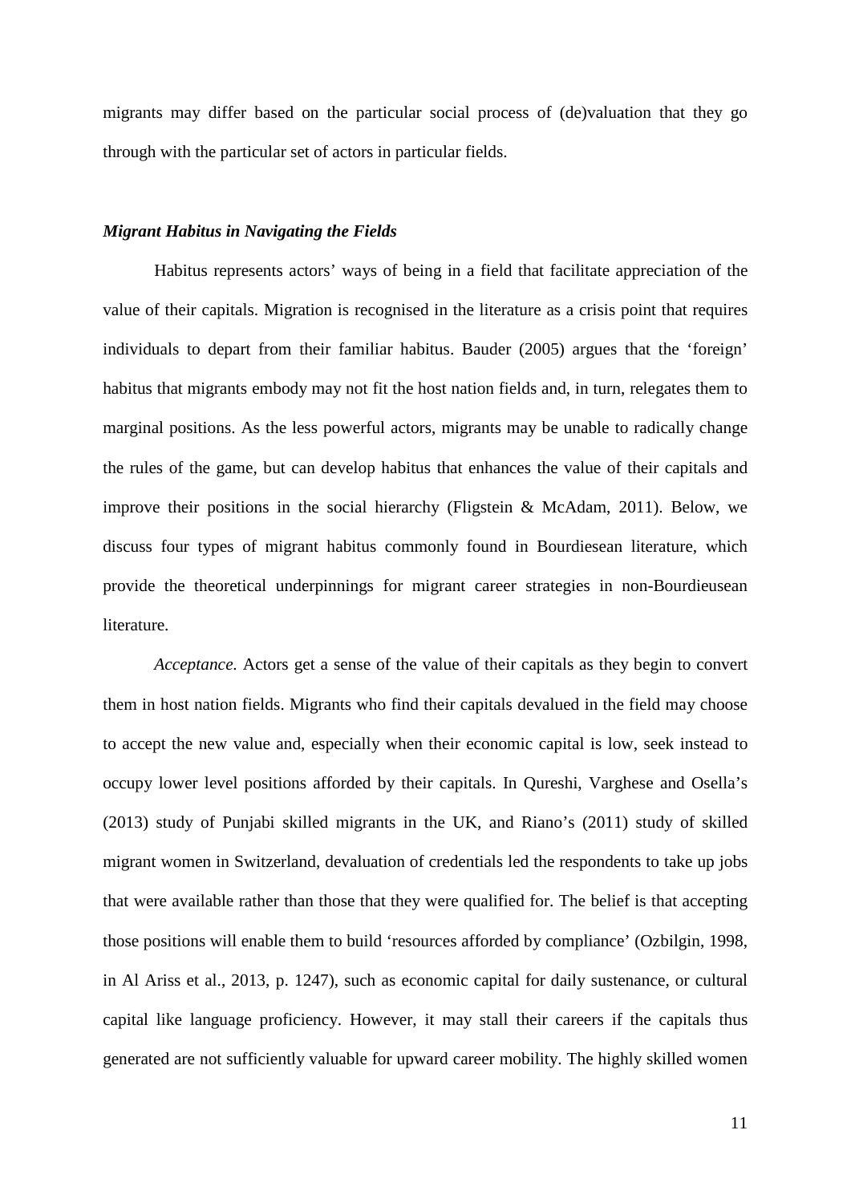migrants may differ based on the particular social process of (de)valuation that they go through with the particular set of actors in particular fields.

### *Migrant Habitus in Navigating the Fields*

Habitus represents actors' ways of being in a field that facilitate appreciation of the value of their capitals. Migration is recognised in the literature as a crisis point that requires individuals to depart from their familiar habitus. Bauder (2005) argues that the 'foreign' habitus that migrants embody may not fit the host nation fields and, in turn, relegates them to marginal positions. As the less powerful actors, migrants may be unable to radically change the rules of the game, but can develop habitus that enhances the value of their capitals and improve their positions in the social hierarchy (Fligstein & McAdam, 2011). Below, we discuss four types of migrant habitus commonly found in Bourdiesean literature, which provide the theoretical underpinnings for migrant career strategies in non-Bourdieusean literature.

*Acceptance.* Actors get a sense of the value of their capitals as they begin to convert them in host nation fields. Migrants who find their capitals devalued in the field may choose to accept the new value and, especially when their economic capital is low, seek instead to occupy lower level positions afforded by their capitals. In Qureshi, Varghese and Osella's (2013) study of Punjabi skilled migrants in the UK, and Riano's (2011) study of skilled migrant women in Switzerland, devaluation of credentials led the respondents to take up jobs that were available rather than those that they were qualified for. The belief is that accepting those positions will enable them to build 'resources afforded by compliance' (Ozbilgin, 1998, in Al Ariss et al., 2013, p. 1247), such as economic capital for daily sustenance, or cultural capital like language proficiency. However, it may stall their careers if the capitals thus generated are not sufficiently valuable for upward career mobility. The highly skilled women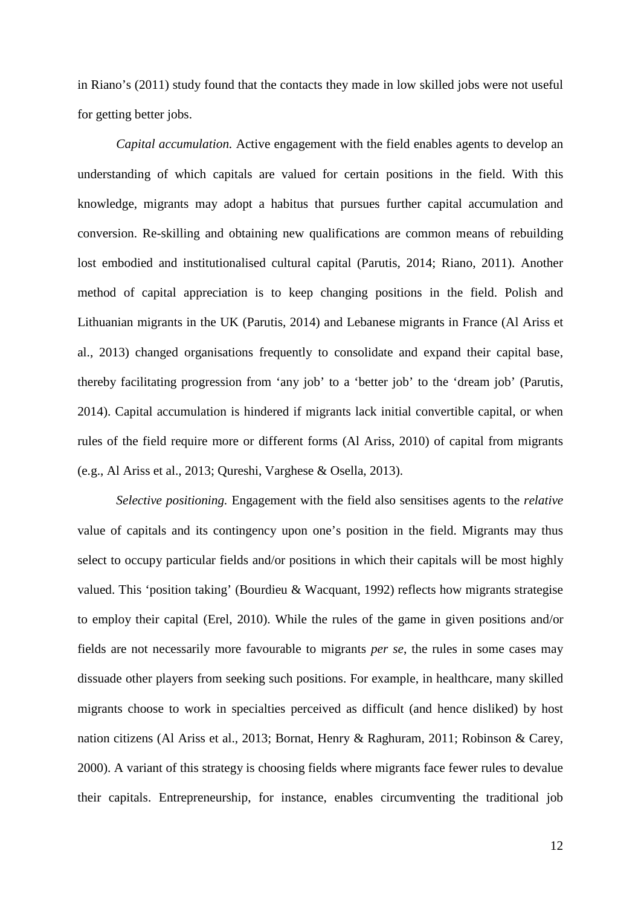in Riano's (2011) study found that the contacts they made in low skilled jobs were not useful for getting better jobs.

*Capital accumulation.* Active engagement with the field enables agents to develop an understanding of which capitals are valued for certain positions in the field. With this knowledge, migrants may adopt a habitus that pursues further capital accumulation and conversion. Re-skilling and obtaining new qualifications are common means of rebuilding lost embodied and institutionalised cultural capital (Parutis, 2014; Riano, 2011). Another method of capital appreciation is to keep changing positions in the field. Polish and Lithuanian migrants in the UK (Parutis, 2014) and Lebanese migrants in France (Al Ariss et al., 2013) changed organisations frequently to consolidate and expand their capital base, thereby facilitating progression from 'any job' to a 'better job' to the 'dream job' (Parutis, 2014). Capital accumulation is hindered if migrants lack initial convertible capital, or when rules of the field require more or different forms (Al Ariss, 2010) of capital from migrants (e.g., Al Ariss et al., 2013; Qureshi, Varghese & Osella, 2013).

*Selective positioning.* Engagement with the field also sensitises agents to the *relative* value of capitals and its contingency upon one's position in the field. Migrants may thus select to occupy particular fields and/or positions in which their capitals will be most highly valued. This 'position taking' (Bourdieu & Wacquant, 1992) reflects how migrants strategise to employ their capital (Erel, 2010). While the rules of the game in given positions and/or fields are not necessarily more favourable to migrants *per se*, the rules in some cases may dissuade other players from seeking such positions. For example, in healthcare, many skilled migrants choose to work in specialties perceived as difficult (and hence disliked) by host nation citizens (Al Ariss et al., 2013; Bornat, Henry & Raghuram, 2011; Robinson & Carey, 2000). A variant of this strategy is choosing fields where migrants face fewer rules to devalue their capitals. Entrepreneurship, for instance, enables circumventing the traditional job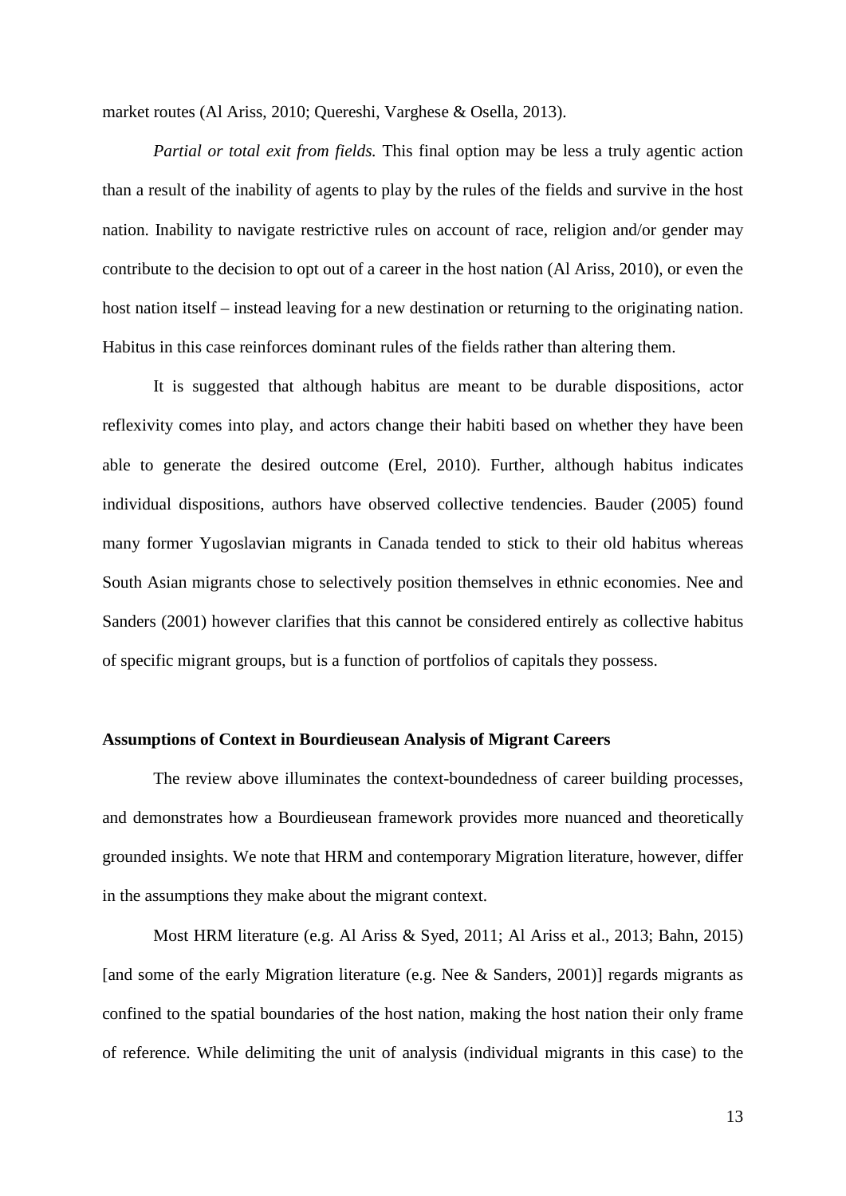market routes (Al Ariss, 2010; Quereshi, Varghese & Osella, 2013).

*Partial or total exit from fields.* This final option may be less a truly agentic action than a result of the inability of agents to play by the rules of the fields and survive in the host nation. Inability to navigate restrictive rules on account of race, religion and/or gender may contribute to the decision to opt out of a career in the host nation (Al Ariss, 2010), or even the host nation itself – instead leaving for a new destination or returning to the originating nation. Habitus in this case reinforces dominant rules of the fields rather than altering them.

It is suggested that although habitus are meant to be durable dispositions, actor reflexivity comes into play, and actors change their habiti based on whether they have been able to generate the desired outcome (Erel, 2010). Further, although habitus indicates individual dispositions, authors have observed collective tendencies. Bauder (2005) found many former Yugoslavian migrants in Canada tended to stick to their old habitus whereas South Asian migrants chose to selectively position themselves in ethnic economies. Nee and Sanders (2001) however clarifies that this cannot be considered entirely as collective habitus of specific migrant groups, but is a function of portfolios of capitals they possess.

**Assumptions of Context in Bourdieusean Analysis of Migrant Careers**

The review above illuminates the context-boundedness of career building processes, and demonstrates how a Bourdieusean framework provides more nuanced and theoretically grounded insights. We note that HRM and contemporary Migration literature, however, differ in the assumptions they make about the migrant context.

Most HRM literature (e.g. Al Ariss & Syed, 2011; Al Ariss et al., 2013; Bahn, 2015) [and some of the early Migration literature (e.g. Nee & Sanders, 2001)] regards migrants as confined to the spatial boundaries of the host nation, making the host nation their only frame of reference. While delimiting the unit of analysis (individual migrants in this case) to the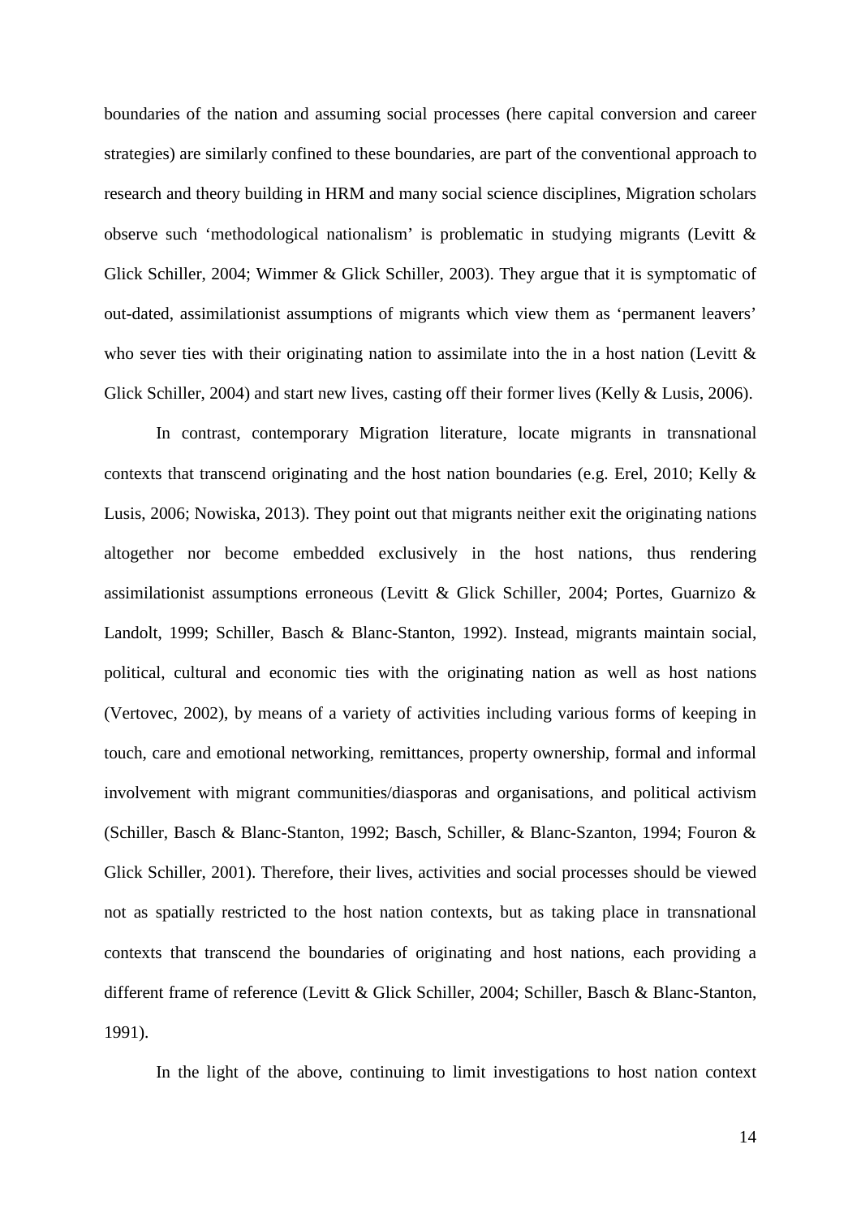boundaries of the nation and assuming social processes (here capital conversion and career strategies) are similarly confined to these boundaries, are part of the conventional approach to research and theory building in HRM and many social science disciplines, Migration scholars observe such 'methodological nationalism' is problematic in studying migrants (Levitt & Glick Schiller, 2004; Wimmer & Glick Schiller, 2003). They argue that it is symptomatic of out-dated, assimilationist assumptions of migrants which view them as 'permanent leavers' who sever ties with their originating nation to assimilate into the in a host nation (Levitt & Glick Schiller, 2004) and start new lives, casting off their former lives (Kelly & Lusis, 2006).

In contrast, contemporary Migration literature, locate migrants in transnational contexts that transcend originating and the host nation boundaries (e.g. Erel, 2010; Kelly & Lusis, 2006; Nowiska, 2013). They point out that migrants neither exit the originating nations altogether nor become embedded exclusively in the host nations, thus rendering assimilationist assumptions erroneous (Levitt & Glick Schiller, 2004; Portes, Guarnizo & Landolt, 1999; Schiller, Basch & Blanc-Stanton, 1992). Instead, migrants maintain social, political, cultural and economic ties with the originating nation as well as host nations (Vertovec, 2002), by means of a variety of activities including various forms of keeping in touch, care and emotional networking, remittances, property ownership, formal and informal involvement with migrant communities/diasporas and organisations, and political activism (Schiller, Basch & Blanc-Stanton, 1992; Basch, Schiller, & Blanc-Szanton, 1994; Fouron & Glick Schiller, 2001). Therefore, their lives, activities and social processes should be viewed not as spatially restricted to the host nation contexts, but as taking place in transnational contexts that transcend the boundaries of originating and host nations, each providing a different frame of reference (Levitt & Glick Schiller, 2004; Schiller, Basch & Blanc-Stanton, 1991).

In the light of the above, continuing to limit investigations to host nation context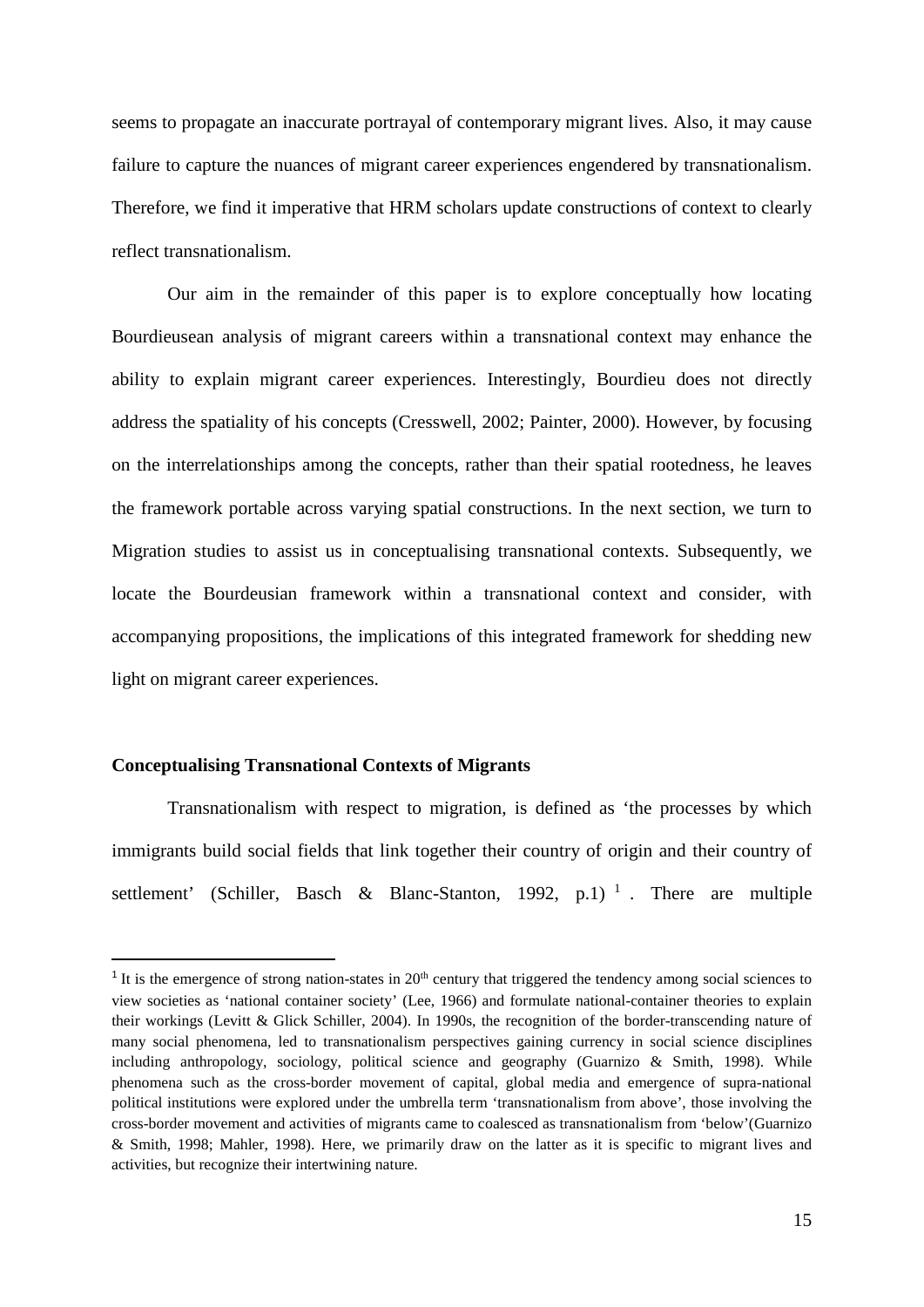seems to propagate an inaccurate portrayal of contemporary migrant lives. Also, it may cause failure to capture the nuances of migrant career experiences engendered by transnationalism. Therefore, we find it imperative that HRM scholars update constructions of context to clearly reflect transnationalism.

Our aim in the remainder of this paper is to explore conceptually how locating Bourdieusean analysis of migrant careers within a transnational context may enhance the ability to explain migrant career experiences. Interestingly, Bourdieu does not directly address the spatiality of his concepts (Cresswell, 2002; Painter, 2000). However, by focusing on the interrelationships among the concepts, rather than their spatial rootedness, he leaves the framework portable across varying spatial constructions. In the next section, we turn to Migration studies to assist us in conceptualising transnational contexts. Subsequently, we locate the Bourdeusian framework within a transnational context and consider, with accompanying propositions, the implications of this integrated framework for shedding new light on migrant career experiences.

**Conceptualising Transnational Contexts of Migrants**

Transnationalism with respect to migration, is defined as 'the processes by which immigrants build social fields that link together their country of origin and their country of settlement' (Schiller, Basch & Blanc-Stanton, 1992, p.1) [1] . There are multiple

---

[1] It is the emergence of strong nation-states in 20th century that triggered the tendency among social sciences to view societies as 'national container society' (Lee, 1966) and formulate national-container theories to explain their workings (Levitt & Glick Schiller, 2004). In 1990s, the recognition of the border-transcending nature of many social phenomena, led to transnationalism perspectives gaining currency in social science disciplines including anthropology, sociology, political science and geography (Guarnizo & Smith, 1998). While phenomena such as the cross-border movement of capital, global media and emergence of supra-national political institutions were explored under the umbrella term 'transnationalism from above', those involving the cross-border movement and activities of migrants came to coalesced as transnationalism from 'below'(Guarnizo & Smith, 1998; Mahler, 1998). Here, we primarily draw on the latter as it is specific to migrant lives and activities, but recognize their intertwining nature.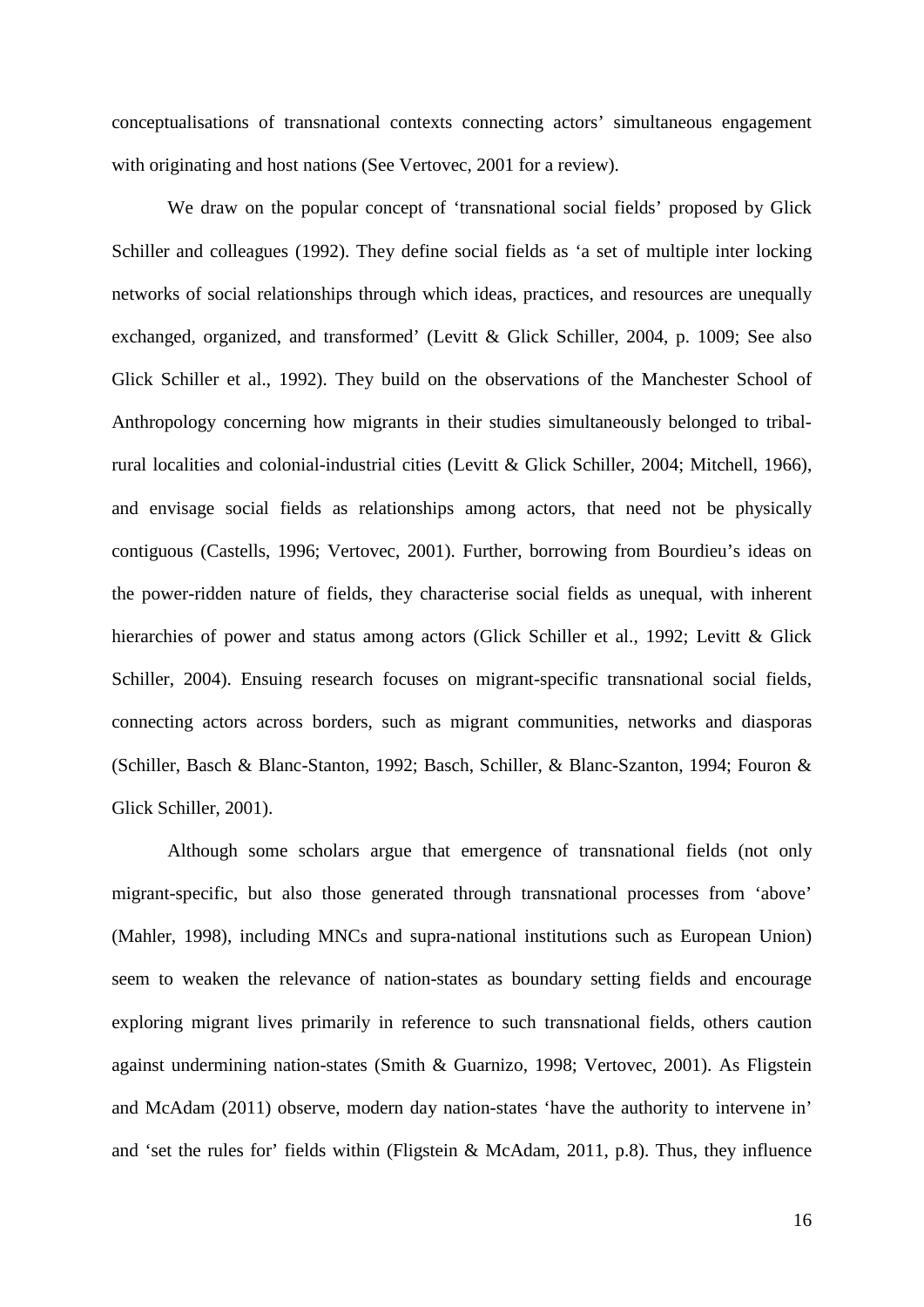conceptualisations of transnational contexts connecting actors' simultaneous engagement with originating and host nations (See Vertovec, 2001 for a review).

We draw on the popular concept of 'transnational social fields' proposed by Glick Schiller and colleagues (1992). They define social fields as 'a set of multiple inter locking networks of social relationships through which ideas, practices, and resources are unequally exchanged, organized, and transformed' (Levitt & Glick Schiller, 2004, p. 1009; See also Glick Schiller et al., 1992). They build on the observations of the Manchester School of Anthropology concerning how migrants in their studies simultaneously belonged to tribal-rural localities and colonial-industrial cities (Levitt & Glick Schiller, 2004; Mitchell, 1966), and envisage social fields as relationships among actors, that need not be physically contiguous (Castells, 1996; Vertovec, 2001). Further, borrowing from Bourdieu's ideas on the power-ridden nature of fields, they characterise social fields as unequal, with inherent hierarchies of power and status among actors (Glick Schiller et al., 1992; Levitt & Glick Schiller, 2004). Ensuing research focuses on migrant-specific transnational social fields, connecting actors across borders, such as migrant communities, networks and diasporas (Schiller, Basch & Blanc-Stanton, 1992; Basch, Schiller, & Blanc-Szanton, 1994; Fouron & Glick Schiller, 2001).

Although some scholars argue that emergence of transnational fields (not only migrant-specific, but also those generated through transnational processes from 'above' (Mahler, 1998), including MNCs and supra-national institutions such as European Union) seem to weaken the relevance of nation-states as boundary setting fields and encourage exploring migrant lives primarily in reference to such transnational fields, others caution against undermining nation-states (Smith & Guarnizo, 1998; Vertovec, 2001). As Fligstein and McAdam (2011) observe, modern day nation-states 'have the authority to intervene in' and 'set the rules for' fields within (Fligstein & McAdam, 2011, p.8). Thus, they influence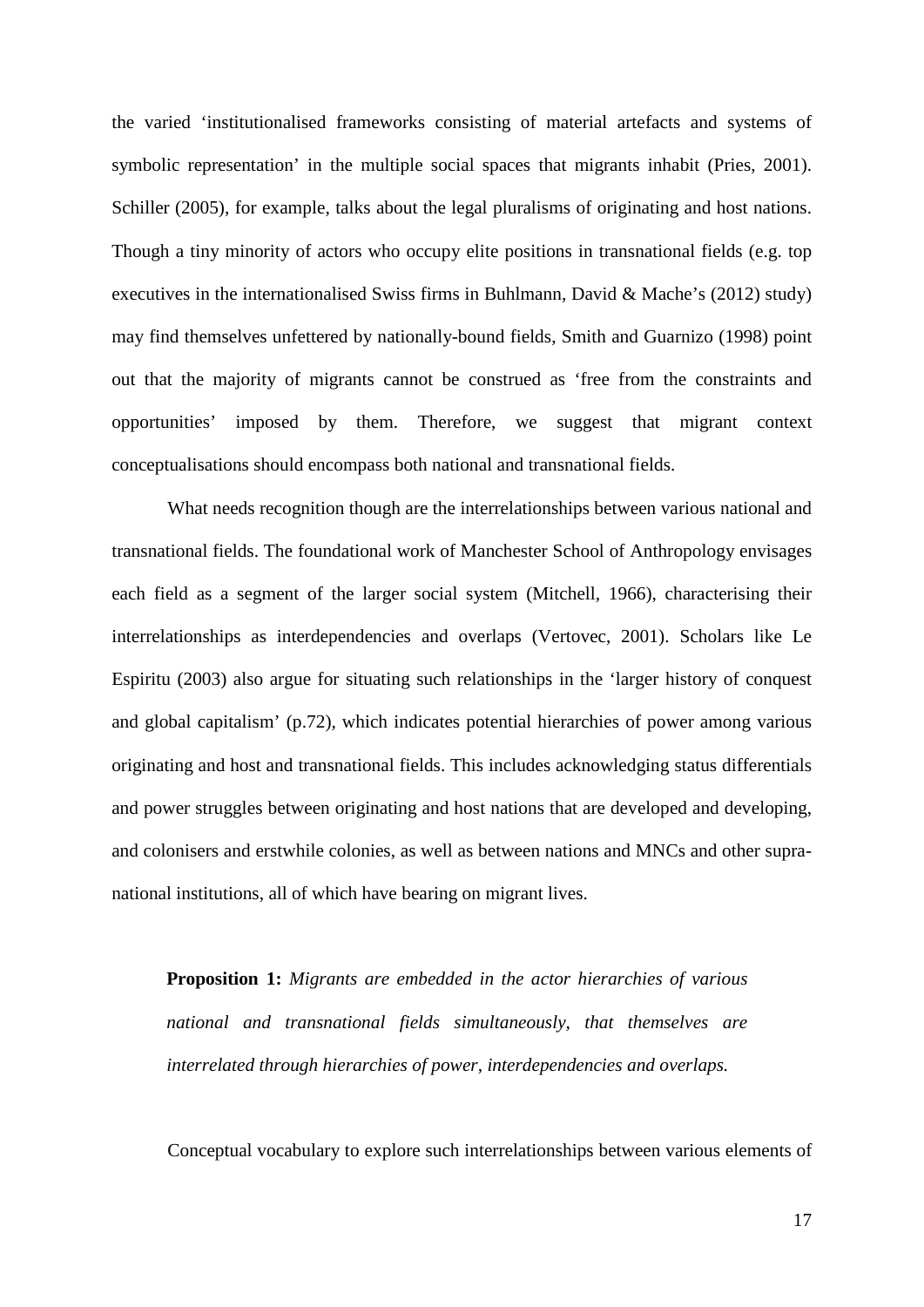the varied 'institutionalised frameworks consisting of material artefacts and systems of symbolic representation' in the multiple social spaces that migrants inhabit (Pries, 2001). Schiller (2005), for example, talks about the legal pluralisms of originating and host nations. Though a tiny minority of actors who occupy elite positions in transnational fields (e.g. top executives in the internationalised Swiss firms in Buhlmann, David & Mache's (2012) study) may find themselves unfettered by nationally-bound fields, Smith and Guarnizo (1998) point out that the majority of migrants cannot be construed as 'free from the constraints and opportunities' imposed by them. Therefore, we suggest that migrant context conceptualisations should encompass both national and transnational fields.

What needs recognition though are the interrelationships between various national and transnational fields. The foundational work of Manchester School of Anthropology envisages each field as a segment of the larger social system (Mitchell, 1966), characterising their interrelationships as interdependencies and overlaps (Vertovec, 2001). Scholars like Le Espiritu (2003) also argue for situating such relationships in the 'larger history of conquest and global capitalism' (p.72), which indicates potential hierarchies of power among various originating and host and transnational fields. This includes acknowledging status differentials and power struggles between originating and host nations that are developed and developing, and colonisers and erstwhile colonies, as well as between nations and MNCs and other supra-national institutions, all of which have bearing on migrant lives.

> **Proposition 1:** *Migrants are embedded in the actor hierarchies of various national and transnational fields simultaneously, that themselves are interrelated through hierarchies of power, interdependencies and overlaps.*

Conceptual vocabulary to explore such interrelationships between various elements of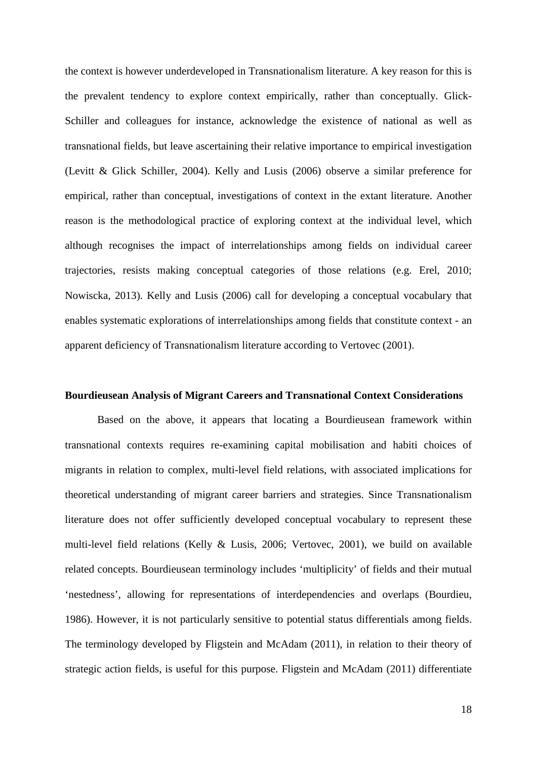the context is however underdeveloped in Transnationalism literature. A key reason for this is the prevalent tendency to explore context empirically, rather than conceptually. Glick-Schiller and colleagues for instance, acknowledge the existence of national as well as transnational fields, but leave ascertaining their relative importance to empirical investigation (Levitt & Glick Schiller, 2004). Kelly and Lusis (2006) observe a similar preference for empirical, rather than conceptual, investigations of context in the extant literature. Another reason is the methodological practice of exploring context at the individual level, which although recognises the impact of interrelationships among fields on individual career trajectories, resists making conceptual categories of those relations (e.g. Erel, 2010; Nowiscka, 2013). Kelly and Lusis (2006) call for developing a conceptual vocabulary that enables systematic explorations of interrelationships among fields that constitute context - an apparent deficiency of Transnationalism literature according to Vertovec (2001).

**Bourdieusean Analysis of Migrant Careers and Transnational Context Considerations**

Based on the above, it appears that locating a Bourdieusean framework within transnational contexts requires re-examining capital mobilisation and habiti choices of migrants in relation to complex, multi-level field relations, with associated implications for theoretical understanding of migrant career barriers and strategies. Since Transnationalism literature does not offer sufficiently developed conceptual vocabulary to represent these multi-level field relations (Kelly & Lusis, 2006; Vertovec, 2001), we build on available related concepts. Bourdieusean terminology includes 'multiplicity' of fields and their mutual 'nestedness', allowing for representations of interdependencies and overlaps (Bourdieu, 1986). However, it is not particularly sensitive to potential status differentials among fields. The terminology developed by Fligstein and McAdam (2011), in relation to their theory of strategic action fields, is useful for this purpose. Fligstein and McAdam (2011) differentiate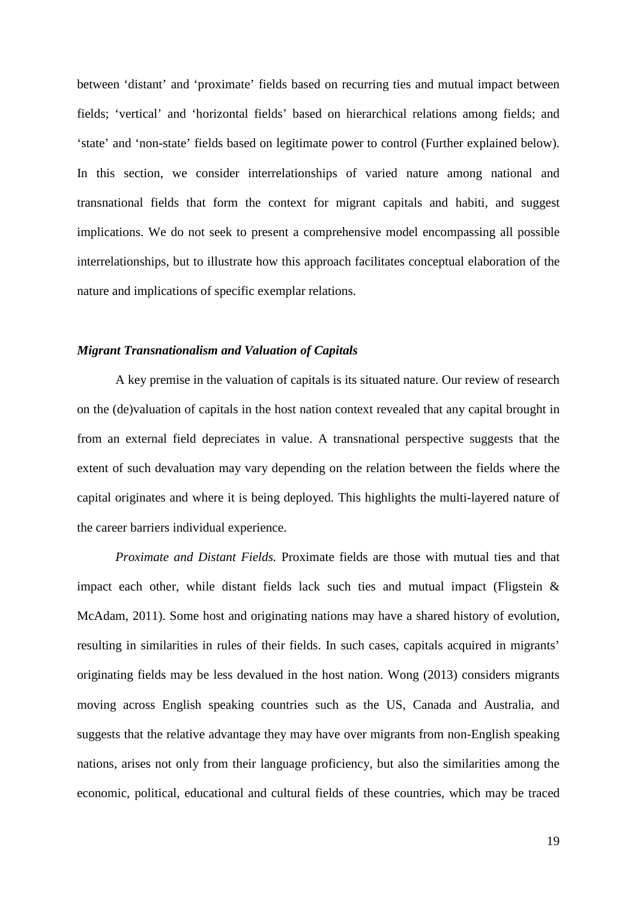between 'distant' and 'proximate' fields based on recurring ties and mutual impact between fields; 'vertical' and 'horizontal fields' based on hierarchical relations among fields; and 'state' and 'non-state' fields based on legitimate power to control (Further explained below). In this section, we consider interrelationships of varied nature among national and transnational fields that form the context for migrant capitals and habiti, and suggest implications. We do not seek to present a comprehensive model encompassing all possible interrelationships, but to illustrate how this approach facilitates conceptual elaboration of the nature and implications of specific exemplar relations.

### *Migrant Transnationalism and Valuation of Capitals*

A key premise in the valuation of capitals is its situated nature. Our review of research on the (de)valuation of capitals in the host nation context revealed that any capital brought in from an external field depreciates in value. A transnational perspective suggests that the extent of such devaluation may vary depending on the relation between the fields where the capital originates and where it is being deployed. This highlights the multi-layered nature of the career barriers individual experience.

*Proximate and Distant Fields.* Proximate fields are those with mutual ties and that impact each other, while distant fields lack such ties and mutual impact (Fligstein & McAdam, 2011). Some host and originating nations may have a shared history of evolution, resulting in similarities in rules of their fields. In such cases, capitals acquired in migrants' originating fields may be less devalued in the host nation. Wong (2013) considers migrants moving across English speaking countries such as the US, Canada and Australia, and suggests that the relative advantage they may have over migrants from non-English speaking nations, arises not only from their language proficiency, but also the similarities among the economic, political, educational and cultural fields of these countries, which may be traced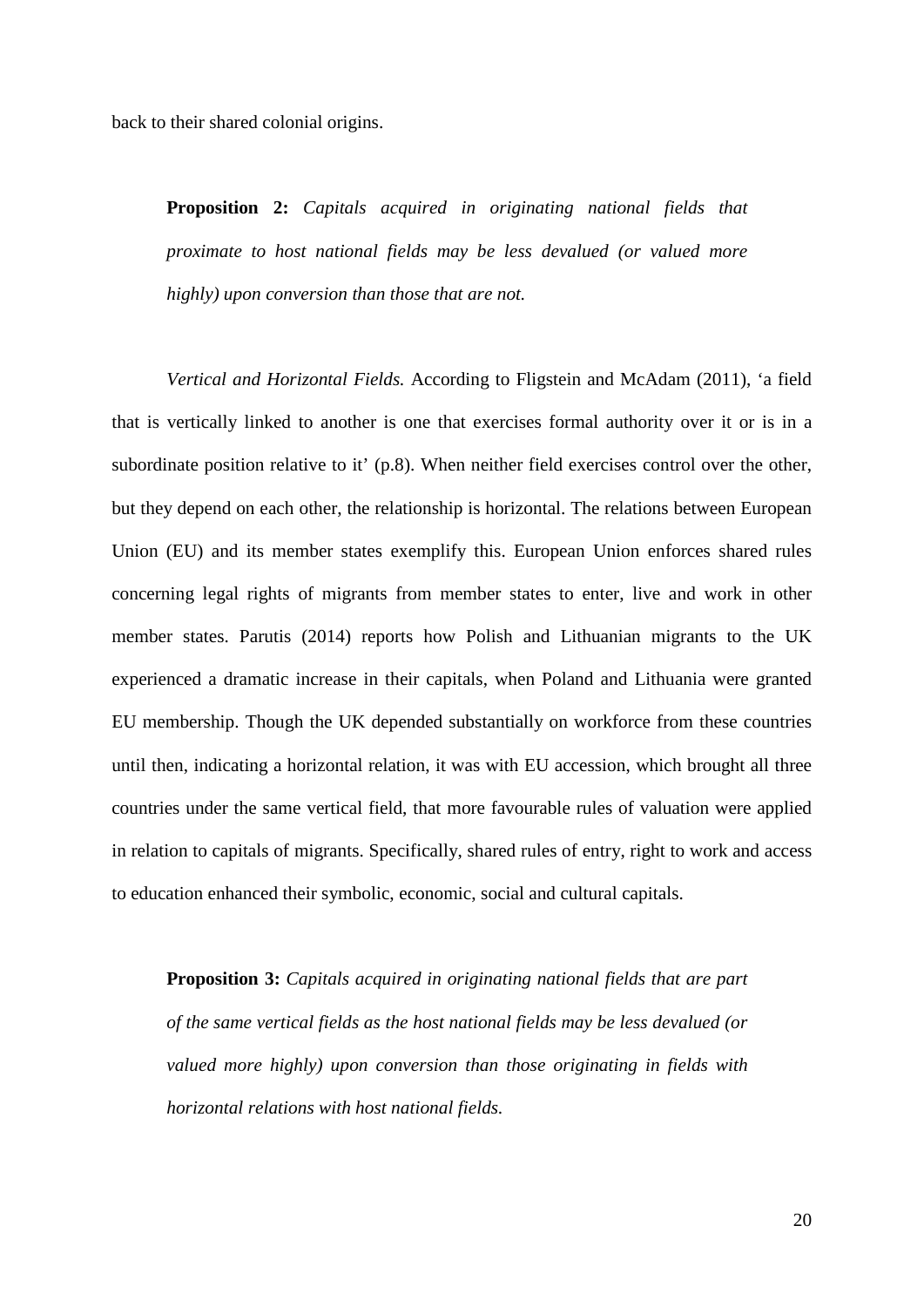back to their shared colonial origins.

> **Proposition 2:** *Capitals acquired in originating national fields that proximate to host national fields may be less devalued (or valued more highly) upon conversion than those that are not.*

*Vertical and Horizontal Fields.* According to Fligstein and McAdam (2011), 'a field that is vertically linked to another is one that exercises formal authority over it or is in a subordinate position relative to it' (p.8). When neither field exercises control over the other, but they depend on each other, the relationship is horizontal. The relations between European Union (EU) and its member states exemplify this. European Union enforces shared rules concerning legal rights of migrants from member states to enter, live and work in other member states. Parutis (2014) reports how Polish and Lithuanian migrants to the UK experienced a dramatic increase in their capitals, when Poland and Lithuania were granted EU membership. Though the UK depended substantially on workforce from these countries until then, indicating a horizontal relation, it was with EU accession, which brought all three countries under the same vertical field, that more favourable rules of valuation were applied in relation to capitals of migrants. Specifically, shared rules of entry, right to work and access to education enhanced their symbolic, economic, social and cultural capitals.

> **Proposition 3:** *Capitals acquired in originating national fields that are part of the same vertical fields as the host national fields may be less devalued (or valued more highly) upon conversion than those originating in fields with horizontal relations with host national fields.*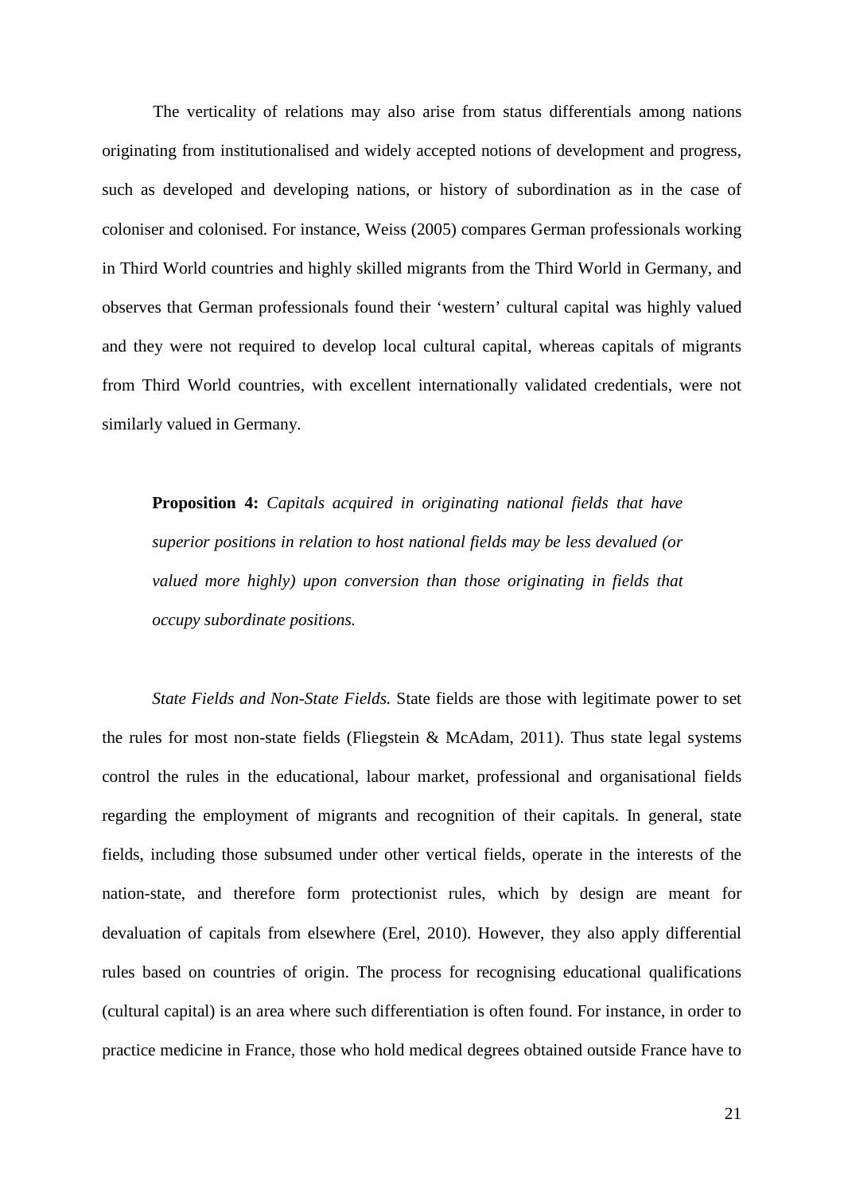The verticality of relations may also arise from status differentials among nations originating from institutionalised and widely accepted notions of development and progress, such as developed and developing nations, or history of subordination as in the case of coloniser and colonised. For instance, Weiss (2005) compares German professionals working in Third World countries and highly skilled migrants from the Third World in Germany, and observes that German professionals found their 'western' cultural capital was highly valued and they were not required to develop local cultural capital, whereas capitals of migrants from Third World countries, with excellent internationally validated credentials, were not similarly valued in Germany.

> **Proposition 4:** *Capitals acquired in originating national fields that have superior positions in relation to host national fields may be less devalued (or valued more highly) upon conversion than those originating in fields that occupy subordinate positions.*

*State Fields and Non-State Fields.* State fields are those with legitimate power to set the rules for most non-state fields (Fliegstein & McAdam, 2011). Thus state legal systems control the rules in the educational, labour market, professional and organisational fields regarding the employment of migrants and recognition of their capitals. In general, state fields, including those subsumed under other vertical fields, operate in the interests of the nation-state, and therefore form protectionist rules, which by design are meant for devaluation of capitals from elsewhere (Erel, 2010). However, they also apply differential rules based on countries of origin. The process for recognising educational qualifications (cultural capital) is an area where such differentiation is often found. For instance, in order to practice medicine in France, those who hold medical degrees obtained outside France have to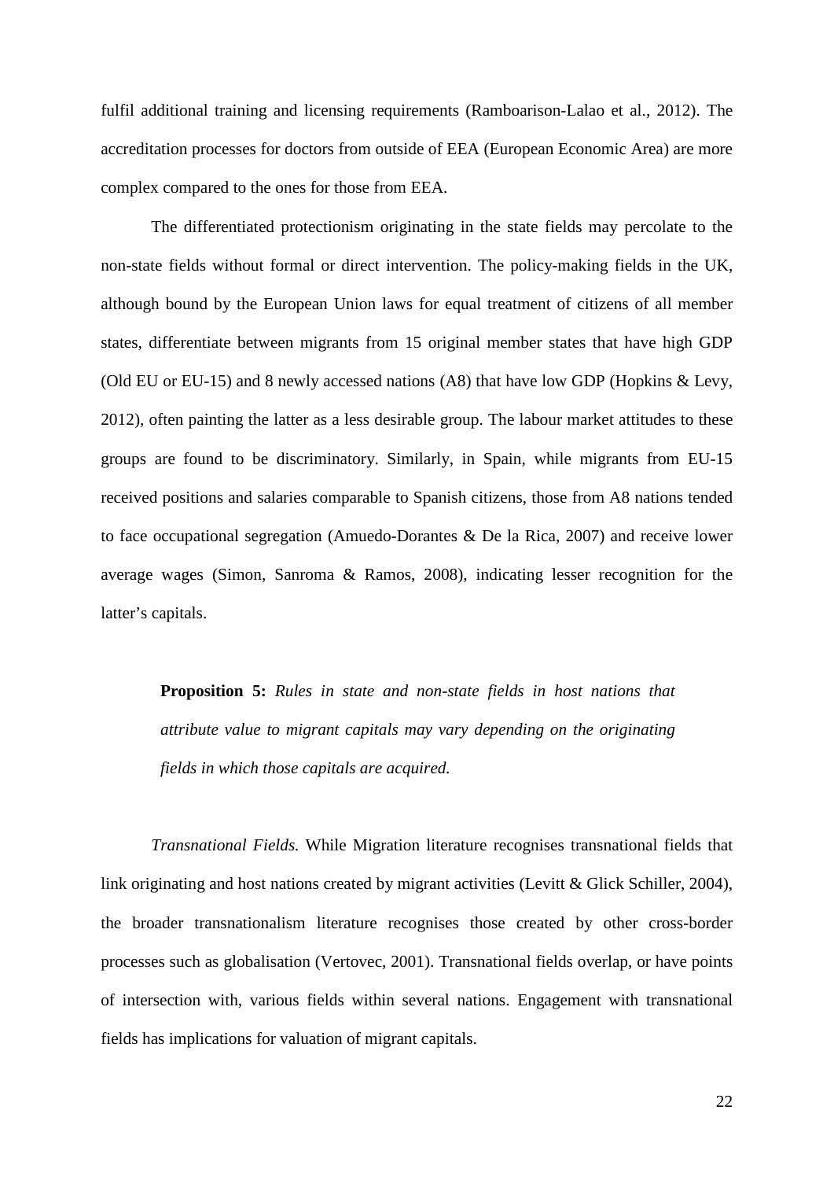fulfil additional training and licensing requirements (Ramboarison-Lalao et al., 2012). The accreditation processes for doctors from outside of EEA (European Economic Area) are more complex compared to the ones for those from EEA.

The differentiated protectionism originating in the state fields may percolate to the non-state fields without formal or direct intervention. The policy-making fields in the UK, although bound by the European Union laws for equal treatment of citizens of all member states, differentiate between migrants from 15 original member states that have high GDP (Old EU or EU-15) and 8 newly accessed nations (A8) that have low GDP (Hopkins & Levy, 2012), often painting the latter as a less desirable group. The labour market attitudes to these groups are found to be discriminatory. Similarly, in Spain, while migrants from EU-15 received positions and salaries comparable to Spanish citizens, those from A8 nations tended to face occupational segregation (Amuedo-Dorantes & De la Rica, 2007) and receive lower average wages (Simon, Sanroma & Ramos, 2008), indicating lesser recognition for the latter's capitals.

> **Proposition 5:** *Rules in state and non-state fields in host nations that attribute value to migrant capitals may vary depending on the originating fields in which those capitals are acquired.*

*Transnational Fields.* While Migration literature recognises transnational fields that link originating and host nations created by migrant activities (Levitt & Glick Schiller, 2004), the broader transnationalism literature recognises those created by other cross-border processes such as globalisation (Vertovec, 2001). Transnational fields overlap, or have points of intersection with, various fields within several nations. Engagement with transnational fields has implications for valuation of migrant capitals.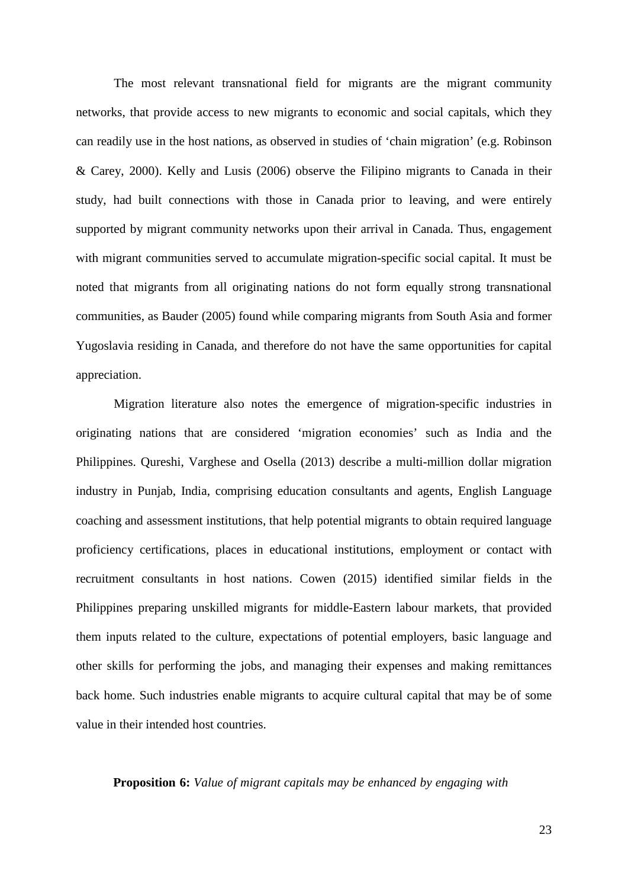The most relevant transnational field for migrants are the migrant community networks, that provide access to new migrants to economic and social capitals, which they can readily use in the host nations, as observed in studies of 'chain migration' (e.g. Robinson & Carey, 2000). Kelly and Lusis (2006) observe the Filipino migrants to Canada in their study, had built connections with those in Canada prior to leaving, and were entirely supported by migrant community networks upon their arrival in Canada. Thus, engagement with migrant communities served to accumulate migration-specific social capital. It must be noted that migrants from all originating nations do not form equally strong transnational communities, as Bauder (2005) found while comparing migrants from South Asia and former Yugoslavia residing in Canada, and therefore do not have the same opportunities for capital appreciation.

Migration literature also notes the emergence of migration-specific industries in originating nations that are considered 'migration economies' such as India and the Philippines. Qureshi, Varghese and Osella (2013) describe a multi-million dollar migration industry in Punjab, India, comprising education consultants and agents, English Language coaching and assessment institutions, that help potential migrants to obtain required language proficiency certifications, places in educational institutions, employment or contact with recruitment consultants in host nations. Cowen (2015) identified similar fields in the Philippines preparing unskilled migrants for middle-Eastern labour markets, that provided them inputs related to the culture, expectations of potential employers, basic language and other skills for performing the jobs, and managing their expenses and making remittances back home. Such industries enable migrants to acquire cultural capital that may be of some value in their intended host countries.

**Proposition 6:** *Value of migrant capitals may be enhanced by engaging with*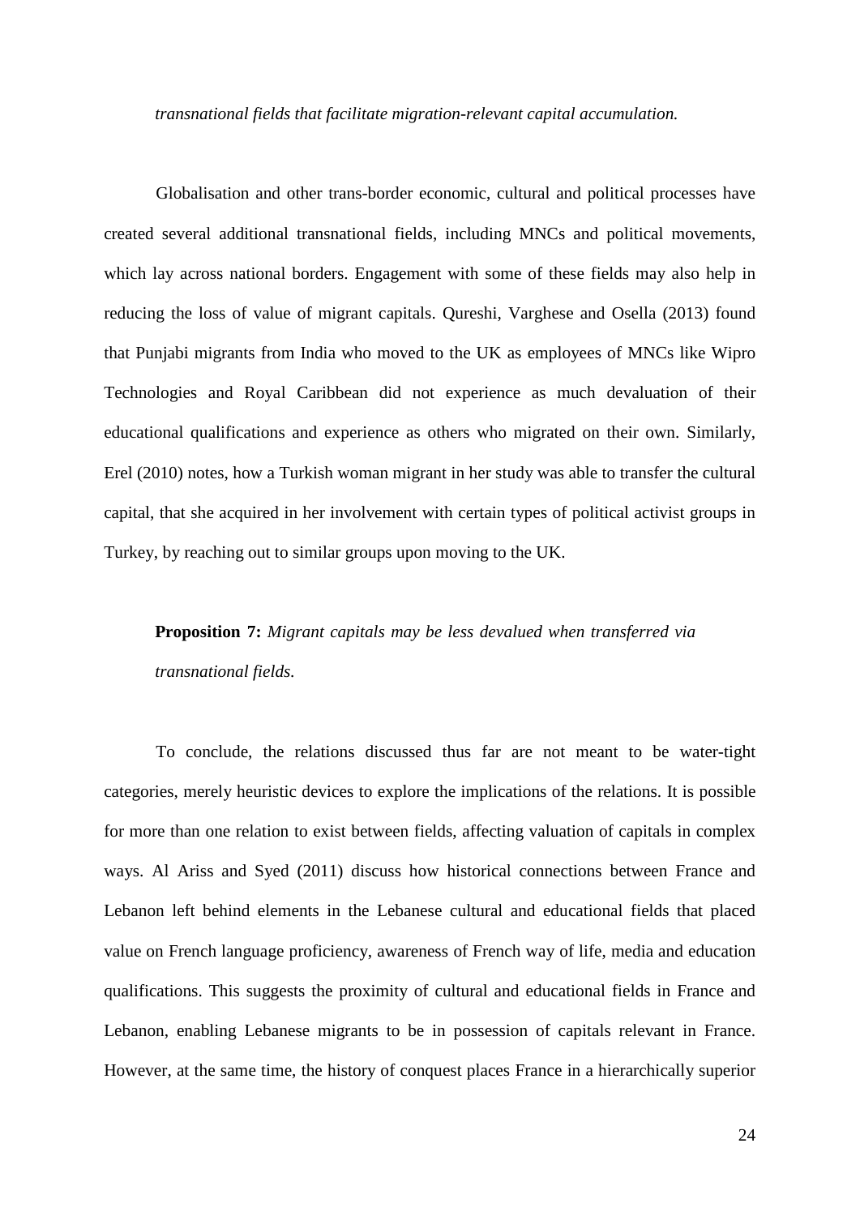*transnational fields that facilitate migration-relevant capital accumulation.*

Globalisation and other trans-border economic, cultural and political processes have created several additional transnational fields, including MNCs and political movements, which lay across national borders. Engagement with some of these fields may also help in reducing the loss of value of migrant capitals. Qureshi, Varghese and Osella (2013) found that Punjabi migrants from India who moved to the UK as employees of MNCs like Wipro Technologies and Royal Caribbean did not experience as much devaluation of their educational qualifications and experience as others who migrated on their own. Similarly, Erel (2010) notes, how a Turkish woman migrant in her study was able to transfer the cultural capital, that she acquired in her involvement with certain types of political activist groups in Turkey, by reaching out to similar groups upon moving to the UK.

**Proposition 7:** *Migrant capitals may be less devalued when transferred via transnational fields.*

To conclude, the relations discussed thus far are not meant to be water-tight categories, merely heuristic devices to explore the implications of the relations. It is possible for more than one relation to exist between fields, affecting valuation of capitals in complex ways. Al Ariss and Syed (2011) discuss how historical connections between France and Lebanon left behind elements in the Lebanese cultural and educational fields that placed value on French language proficiency, awareness of French way of life, media and education qualifications. This suggests the proximity of cultural and educational fields in France and Lebanon, enabling Lebanese migrants to be in possession of capitals relevant in France. However, at the same time, the history of conquest places France in a hierarchically superior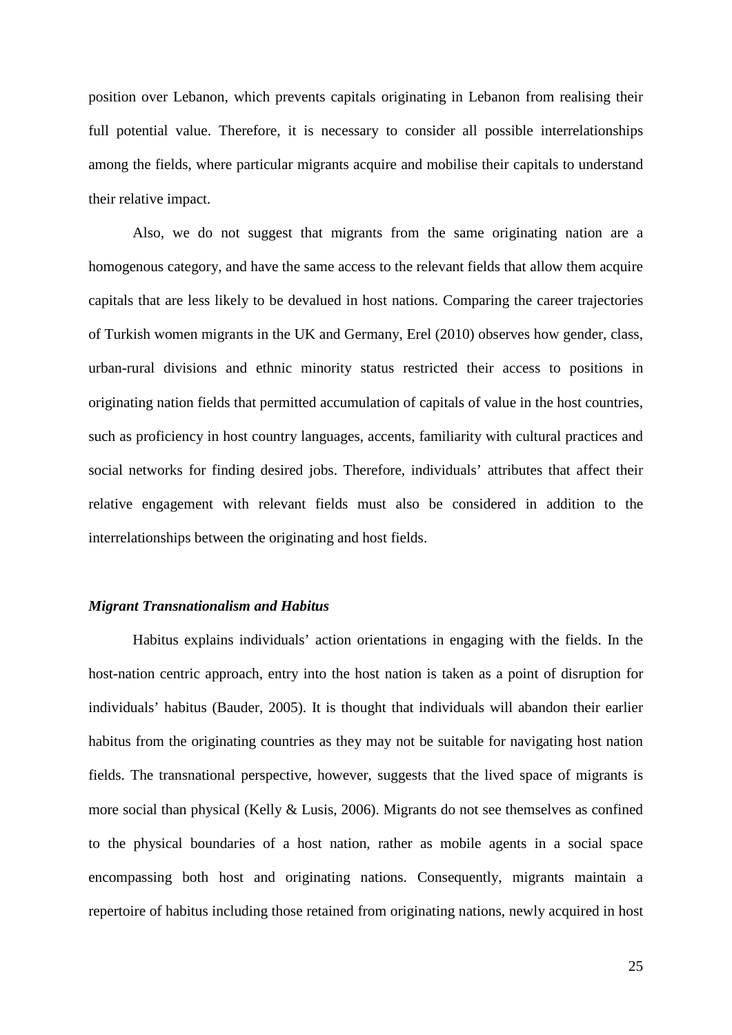position over Lebanon, which prevents capitals originating in Lebanon from realising their full potential value. Therefore, it is necessary to consider all possible interrelationships among the fields, where particular migrants acquire and mobilise their capitals to understand their relative impact.

Also, we do not suggest that migrants from the same originating nation are a homogenous category, and have the same access to the relevant fields that allow them acquire capitals that are less likely to be devalued in host nations. Comparing the career trajectories of Turkish women migrants in the UK and Germany, Erel (2010) observes how gender, class, urban-rural divisions and ethnic minority status restricted their access to positions in originating nation fields that permitted accumulation of capitals of value in the host countries, such as proficiency in host country languages, accents, familiarity with cultural practices and social networks for finding desired jobs. Therefore, individuals' attributes that affect their relative engagement with relevant fields must also be considered in addition to the interrelationships between the originating and host fields.

### *Migrant Transnationalism and Habitus*

Habitus explains individuals' action orientations in engaging with the fields. In the host-nation centric approach, entry into the host nation is taken as a point of disruption for individuals' habitus (Bauder, 2005). It is thought that individuals will abandon their earlier habitus from the originating countries as they may not be suitable for navigating host nation fields. The transnational perspective, however, suggests that the lived space of migrants is more social than physical (Kelly & Lusis, 2006). Migrants do not see themselves as confined to the physical boundaries of a host nation, rather as mobile agents in a social space encompassing both host and originating nations. Consequently, migrants maintain a repertoire of habitus including those retained from originating nations, newly acquired in host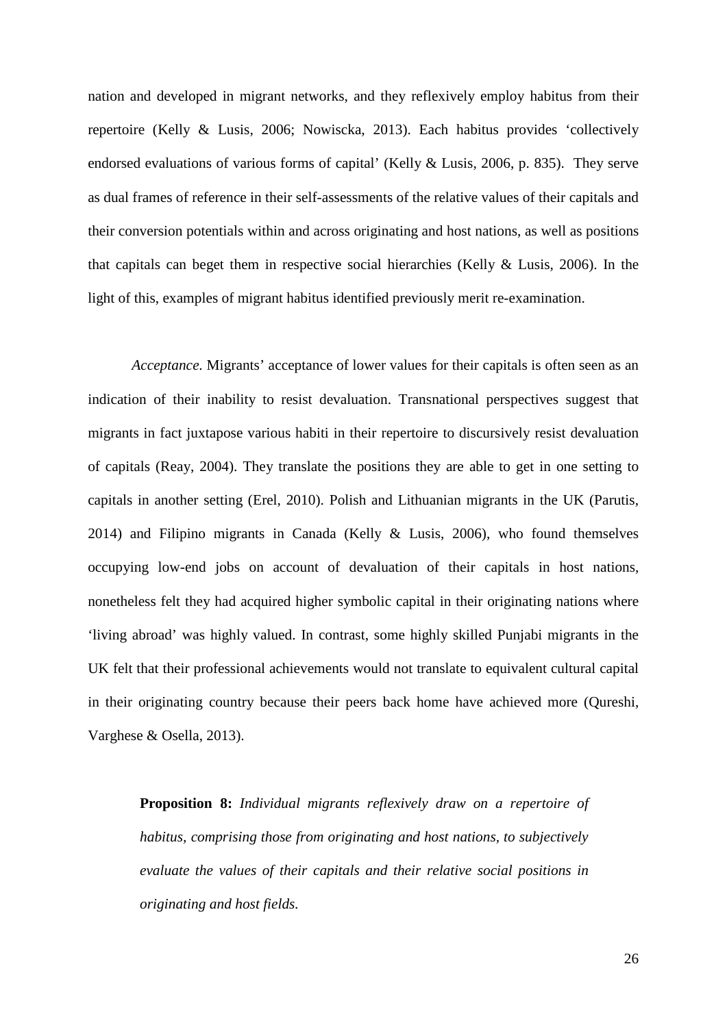nation and developed in migrant networks, and they reflexively employ habitus from their repertoire (Kelly & Lusis, 2006; Nowiscka, 2013). Each habitus provides 'collectively endorsed evaluations of various forms of capital' (Kelly & Lusis, 2006, p. 835). They serve as dual frames of reference in their self-assessments of the relative values of their capitals and their conversion potentials within and across originating and host nations, as well as positions that capitals can beget them in respective social hierarchies (Kelly & Lusis, 2006). In the light of this, examples of migrant habitus identified previously merit re-examination.

*Acceptance*. Migrants' acceptance of lower values for their capitals is often seen as an indication of their inability to resist devaluation. Transnational perspectives suggest that migrants in fact juxtapose various habiti in their repertoire to discursively resist devaluation of capitals (Reay, 2004). They translate the positions they are able to get in one setting to capitals in another setting (Erel, 2010). Polish and Lithuanian migrants in the UK (Parutis, 2014) and Filipino migrants in Canada (Kelly & Lusis, 2006), who found themselves occupying low-end jobs on account of devaluation of their capitals in host nations, nonetheless felt they had acquired higher symbolic capital in their originating nations where 'living abroad' was highly valued. In contrast, some highly skilled Punjabi migrants in the UK felt that their professional achievements would not translate to equivalent cultural capital in their originating country because their peers back home have achieved more (Qureshi, Varghese & Osella, 2013).

> **Proposition 8:** *Individual migrants reflexively draw on a repertoire of habitus, comprising those from originating and host nations, to subjectively evaluate the values of their capitals and their relative social positions in originating and host fields.*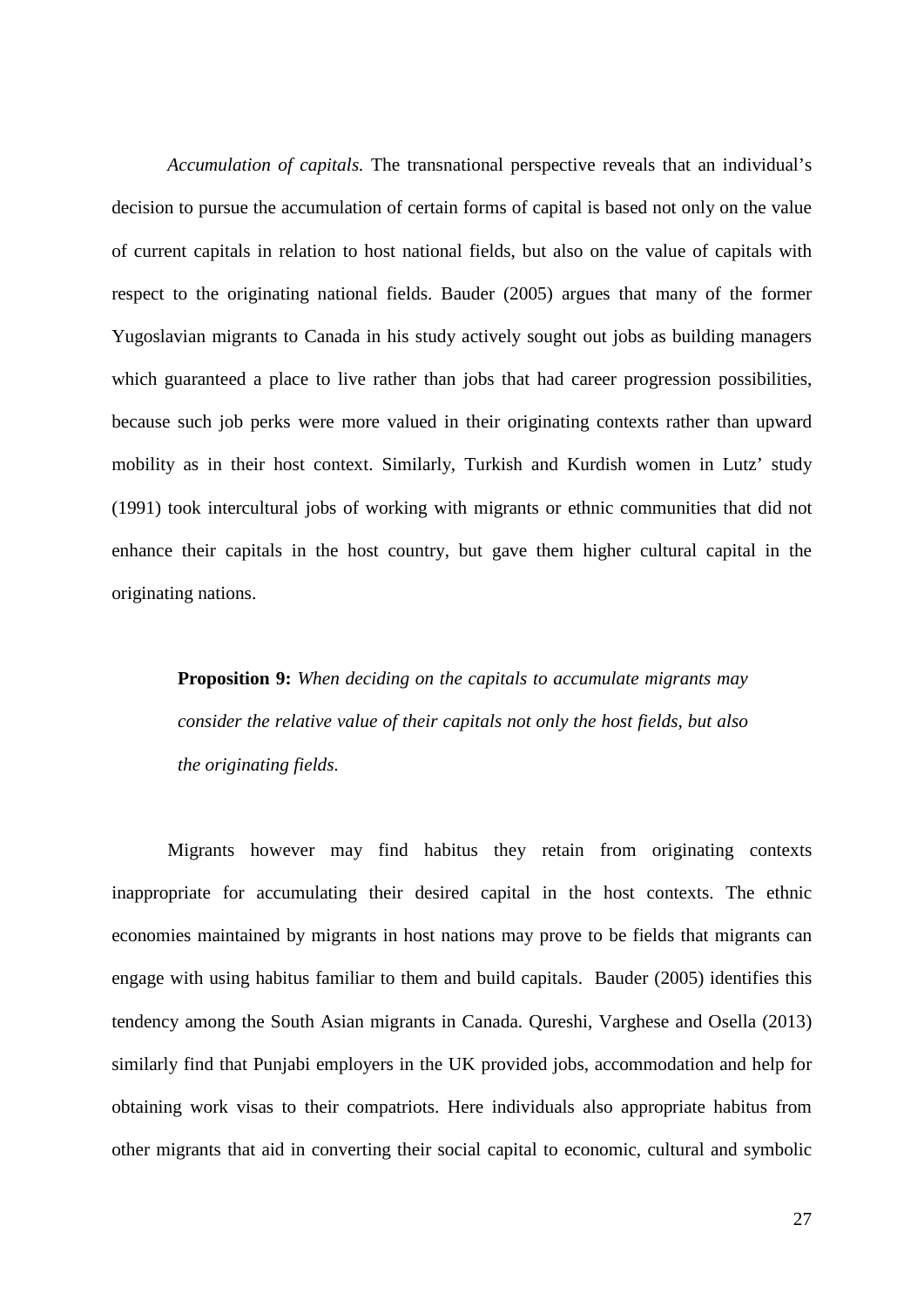*Accumulation of capitals.* The transnational perspective reveals that an individual's decision to pursue the accumulation of certain forms of capital is based not only on the value of current capitals in relation to host national fields, but also on the value of capitals with respect to the originating national fields. Bauder (2005) argues that many of the former Yugoslavian migrants to Canada in his study actively sought out jobs as building managers which guaranteed a place to live rather than jobs that had career progression possibilities, because such job perks were more valued in their originating contexts rather than upward mobility as in their host context. Similarly, Turkish and Kurdish women in Lutz' study (1991) took intercultural jobs of working with migrants or ethnic communities that did not enhance their capitals in the host country, but gave them higher cultural capital in the originating nations.

> **Proposition 9:** *When deciding on the capitals to accumulate migrants may consider the relative value of their capitals not only the host fields, but also the originating fields.*

Migrants however may find habitus they retain from originating contexts inappropriate for accumulating their desired capital in the host contexts. The ethnic economies maintained by migrants in host nations may prove to be fields that migrants can engage with using habitus familiar to them and build capitals. Bauder (2005) identifies this tendency among the South Asian migrants in Canada. Qureshi, Varghese and Osella (2013) similarly find that Punjabi employers in the UK provided jobs, accommodation and help for obtaining work visas to their compatriots. Here individuals also appropriate habitus from other migrants that aid in converting their social capital to economic, cultural and symbolic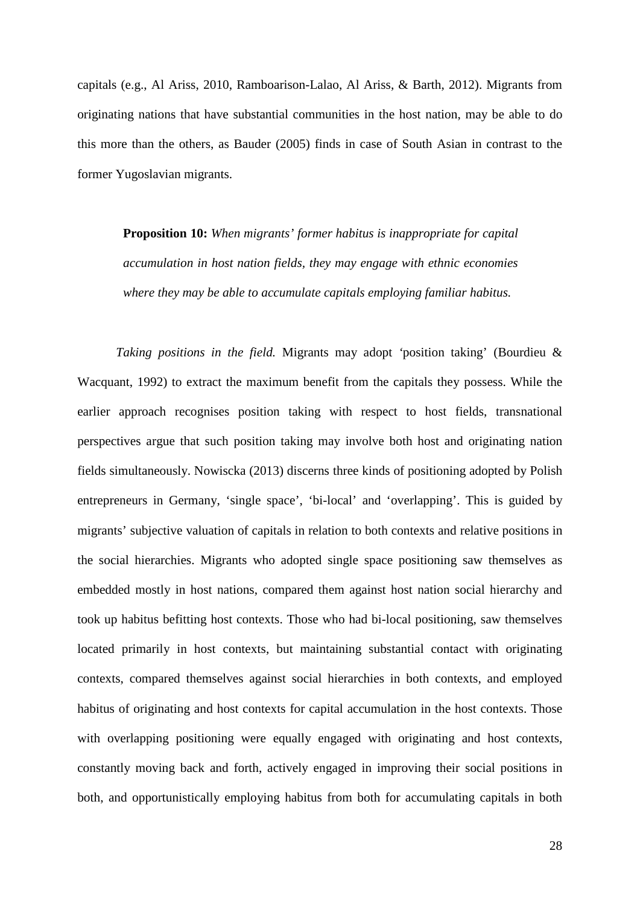capitals (e.g., Al Ariss, 2010, Ramboarison-Lalao, Al Ariss, & Barth, 2012). Migrants from originating nations that have substantial communities in the host nation, may be able to do this more than the others, as Bauder (2005) finds in case of South Asian in contrast to the former Yugoslavian migrants.

> **Proposition 10:** *When migrants' former habitus is inappropriate for capital accumulation in host nation fields, they may engage with ethnic economies where they may be able to accumulate capitals employing familiar habitus.*

*Taking positions in the field.* Migrants may adopt 'position taking' (Bourdieu & Wacquant, 1992) to extract the maximum benefit from the capitals they possess. While the earlier approach recognises position taking with respect to host fields, transnational perspectives argue that such position taking may involve both host and originating nation fields simultaneously. Nowiscka (2013) discerns three kinds of positioning adopted by Polish entrepreneurs in Germany, 'single space', 'bi-local' and 'overlapping'. This is guided by migrants' subjective valuation of capitals in relation to both contexts and relative positions in the social hierarchies. Migrants who adopted single space positioning saw themselves as embedded mostly in host nations, compared them against host nation social hierarchy and took up habitus befitting host contexts. Those who had bi-local positioning, saw themselves located primarily in host contexts, but maintaining substantial contact with originating contexts, compared themselves against social hierarchies in both contexts, and employed habitus of originating and host contexts for capital accumulation in the host contexts. Those with overlapping positioning were equally engaged with originating and host contexts, constantly moving back and forth, actively engaged in improving their social positions in both, and opportunistically employing habitus from both for accumulating capitals in both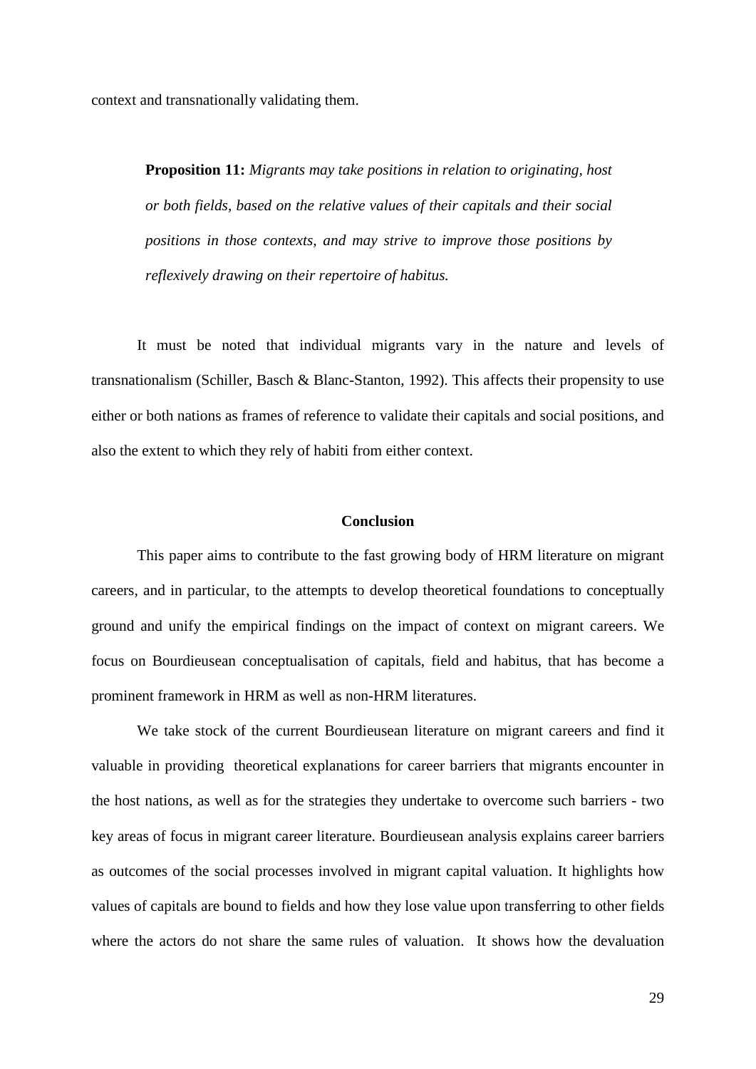context and transnationally validating them.

> **Proposition 11:** *Migrants may take positions in relation to originating, host or both fields, based on the relative values of their capitals and their social positions in those contexts, and may strive to improve those positions by reflexively drawing on their repertoire of habitus.*

It must be noted that individual migrants vary in the nature and levels of transnationalism (Schiller, Basch & Blanc-Stanton, 1992). This affects their propensity to use either or both nations as frames of reference to validate their capitals and social positions, and also the extent to which they rely of habiti from either context.

## Conclusion

This paper aims to contribute to the fast growing body of HRM literature on migrant careers, and in particular, to the attempts to develop theoretical foundations to conceptually ground and unify the empirical findings on the impact of context on migrant careers. We focus on Bourdieusean conceptualisation of capitals, field and habitus, that has become a prominent framework in HRM as well as non-HRM literatures.

We take stock of the current Bourdieusean literature on migrant careers and find it valuable in providing theoretical explanations for career barriers that migrants encounter in the host nations, as well as for the strategies they undertake to overcome such barriers - two key areas of focus in migrant career literature. Bourdieusean analysis explains career barriers as outcomes of the social processes involved in migrant capital valuation. It highlights how values of capitals are bound to fields and how they lose value upon transferring to other fields where the actors do not share the same rules of valuation. It shows how the devaluation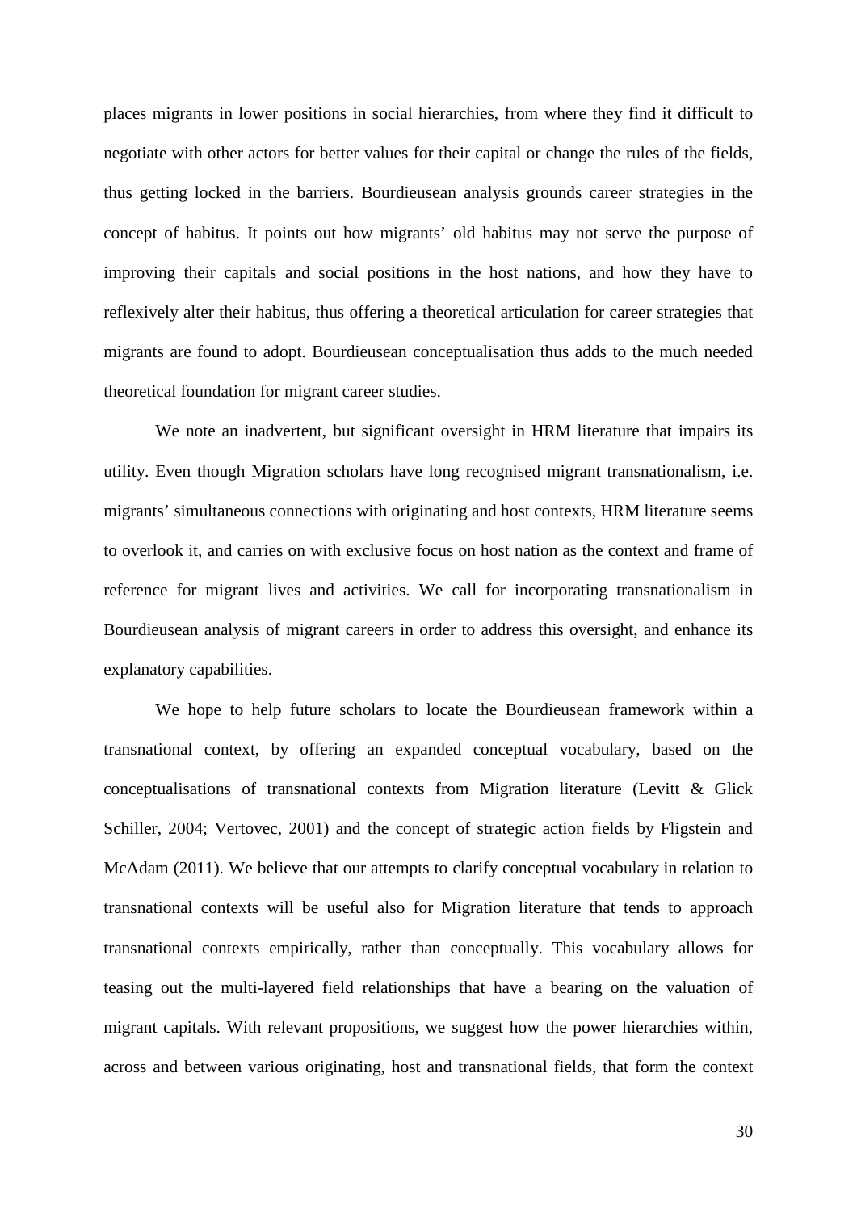places migrants in lower positions in social hierarchies, from where they find it difficult to negotiate with other actors for better values for their capital or change the rules of the fields, thus getting locked in the barriers. Bourdieusean analysis grounds career strategies in the concept of habitus. It points out how migrants' old habitus may not serve the purpose of improving their capitals and social positions in the host nations, and how they have to reflexively alter their habitus, thus offering a theoretical articulation for career strategies that migrants are found to adopt. Bourdieusean conceptualisation thus adds to the much needed theoretical foundation for migrant career studies.

We note an inadvertent, but significant oversight in HRM literature that impairs its utility. Even though Migration scholars have long recognised migrant transnationalism, i.e. migrants' simultaneous connections with originating and host contexts, HRM literature seems to overlook it, and carries on with exclusive focus on host nation as the context and frame of reference for migrant lives and activities. We call for incorporating transnationalism in Bourdieusean analysis of migrant careers in order to address this oversight, and enhance its explanatory capabilities.

We hope to help future scholars to locate the Bourdieusean framework within a transnational context, by offering an expanded conceptual vocabulary, based on the conceptualisations of transnational contexts from Migration literature (Levitt & Glick Schiller, 2004; Vertovec, 2001) and the concept of strategic action fields by Fligstein and McAdam (2011). We believe that our attempts to clarify conceptual vocabulary in relation to transnational contexts will be useful also for Migration literature that tends to approach transnational contexts empirically, rather than conceptually. This vocabulary allows for teasing out the multi-layered field relationships that have a bearing on the valuation of migrant capitals. With relevant propositions, we suggest how the power hierarchies within, across and between various originating, host and transnational fields, that form the context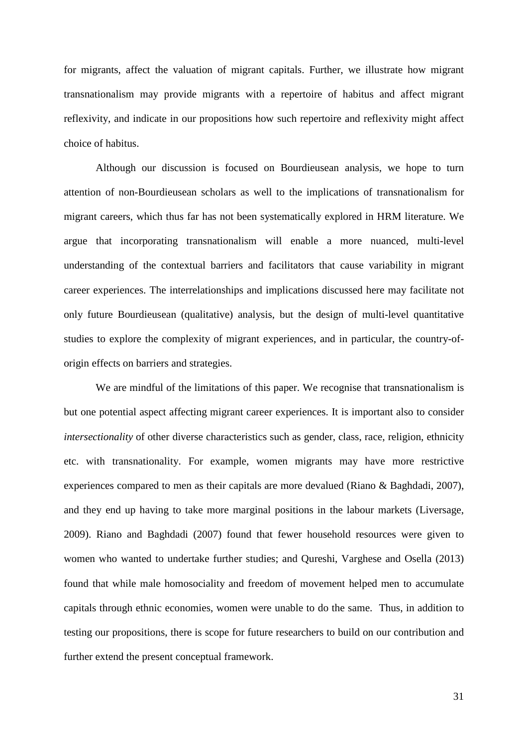for migrants, affect the valuation of migrant capitals. Further, we illustrate how migrant transnationalism may provide migrants with a repertoire of habitus and affect migrant reflexivity, and indicate in our propositions how such repertoire and reflexivity might affect choice of habitus.

Although our discussion is focused on Bourdieusean analysis, we hope to turn attention of non-Bourdieusean scholars as well to the implications of transnationalism for migrant careers, which thus far has not been systematically explored in HRM literature. We argue that incorporating transnationalism will enable a more nuanced, multi-level understanding of the contextual barriers and facilitators that cause variability in migrant career experiences. The interrelationships and implications discussed here may facilitate not only future Bourdieusean (qualitative) analysis, but the design of multi-level quantitative studies to explore the complexity of migrant experiences, and in particular, the country-of-origin effects on barriers and strategies.

We are mindful of the limitations of this paper. We recognise that transnationalism is but one potential aspect affecting migrant career experiences. It is important also to consider *intersectionality* of other diverse characteristics such as gender, class, race, religion, ethnicity etc. with transnationality. For example, women migrants may have more restrictive experiences compared to men as their capitals are more devalued (Riano & Baghdadi, 2007), and they end up having to take more marginal positions in the labour markets (Liversage, 2009). Riano and Baghdadi (2007) found that fewer household resources were given to women who wanted to undertake further studies; and Qureshi, Varghese and Osella (2013) found that while male homosociality and freedom of movement helped men to accumulate capitals through ethnic economies, women were unable to do the same. Thus, in addition to testing our propositions, there is scope for future researchers to build on our contribution and further extend the present conceptual framework.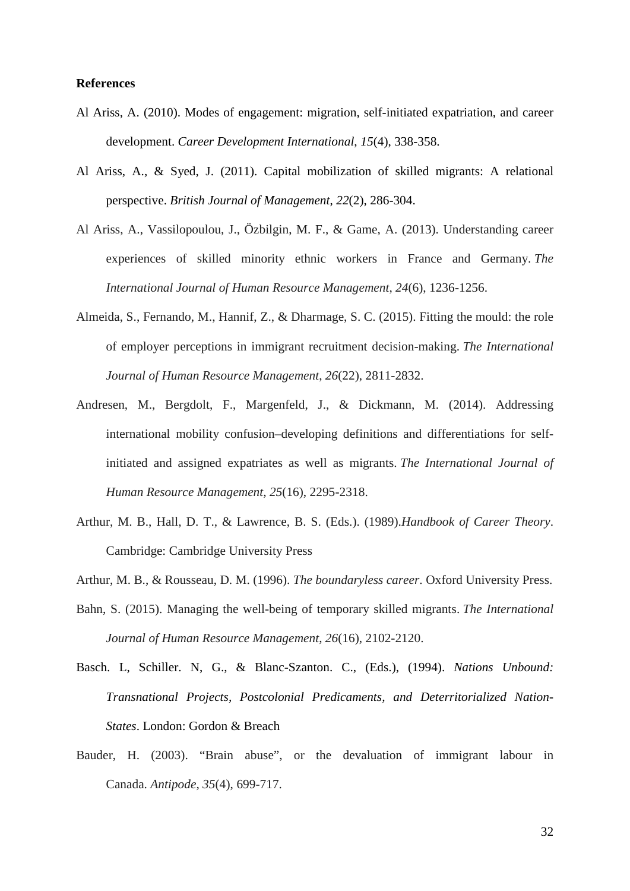**References**

Al Ariss, A. (2010). Modes of engagement: migration, self-initiated expatriation, and career development. *Career Development International*, *15*(4), 338-358.

Al Ariss, A., & Syed, J. (2011). Capital mobilization of skilled migrants: A relational perspective. *British Journal of Management*, *22*(2), 286-304.

Al Ariss, A., Vassilopoulou, J., Özbilgin, M. F., & Game, A. (2013). Understanding career experiences of skilled minority ethnic workers in France and Germany. *The International Journal of Human Resource Management*, *24*(6), 1236-1256.

Almeida, S., Fernando, M., Hannif, Z., & Dharmage, S. C. (2015). Fitting the mould: the role of employer perceptions in immigrant recruitment decision-making. *The International Journal of Human Resource Management*, *26*(22), 2811-2832.

Andresen, M., Bergdolt, F., Margenfeld, J., & Dickmann, M. (2014). Addressing international mobility confusion–developing definitions and differentiations for self-initiated and assigned expatriates as well as migrants. *The International Journal of Human Resource Management*, *25*(16), 2295-2318.

Arthur, M. B., Hall, D. T., & Lawrence, B. S. (Eds.). (1989).*Handbook of Career Theory*. Cambridge: Cambridge University Press

Arthur, M. B., & Rousseau, D. M. (1996). *The boundaryless career*. Oxford University Press.

Bahn, S. (2015). Managing the well-being of temporary skilled migrants. *The International Journal of Human Resource Management*, *26*(16), 2102-2120.

Basch. L, Schiller. N, G., & Blanc-Szanton. C., (Eds.), (1994). *Nations Unbound: Transnational Projects, Postcolonial Predicaments, and Deterritorialized Nation-States*. London: Gordon & Breach

Bauder, H. (2003). "Brain abuse", or the devaluation of immigrant labour in Canada. *Antipode*, *35*(4), 699-717.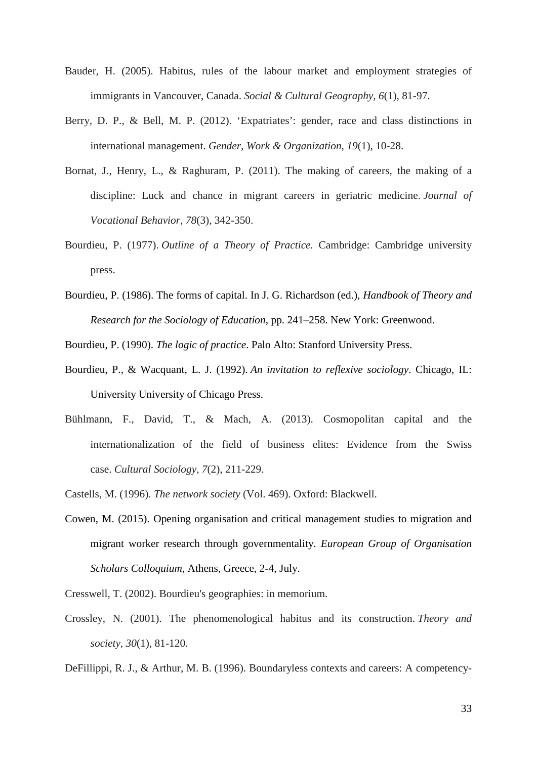Bauder, H. (2005). Habitus, rules of the labour market and employment strategies of immigrants in Vancouver, Canada. *Social & Cultural Geography*, *6*(1), 81-97.

Berry, D. P., & Bell, M. P. (2012). 'Expatriates': gender, race and class distinctions in international management. *Gender, Work & Organization*, *19*(1), 10-28.

Bornat, J., Henry, L., & Raghuram, P. (2011). The making of careers, the making of a discipline: Luck and chance in migrant careers in geriatric medicine. *Journal of Vocational Behavior*, *78*(3), 342-350.

Bourdieu, P. (1977). *Outline of a Theory of Practice.* Cambridge: Cambridge university press.

Bourdieu, P. (1986). The forms of capital. In J. G. Richardson (ed.), *Handbook of Theory and Research for the Sociology of Education*, pp. 241–258. New York: Greenwood.

Bourdieu, P. (1990). *The logic of practice*. Palo Alto: Stanford University Press.

Bourdieu, P., & Wacquant, L. J. (1992). *An invitation to reflexive sociology*. Chicago, IL: University University of Chicago Press.

Bühlmann, F., David, T., & Mach, A. (2013). Cosmopolitan capital and the internationalization of the field of business elites: Evidence from the Swiss case. *Cultural Sociology*, *7*(2), 211-229.

Castells, M. (1996). *The network society* (Vol. 469). Oxford: Blackwell.

Cowen, M. (2015). Opening organisation and critical management studies to migration and migrant worker research through governmentality. *European Group of Organisation Scholars Colloquium*, Athens, Greece, 2-4, July.

Cresswell, T. (2002). Bourdieu's geographies: in memorium.

Crossley, N. (2001). The phenomenological habitus and its construction. *Theory and society*, *30*(1), 81-120.

DeFillippi, R. J., & Arthur, M. B. (1996). Boundaryless contexts and careers: A competency-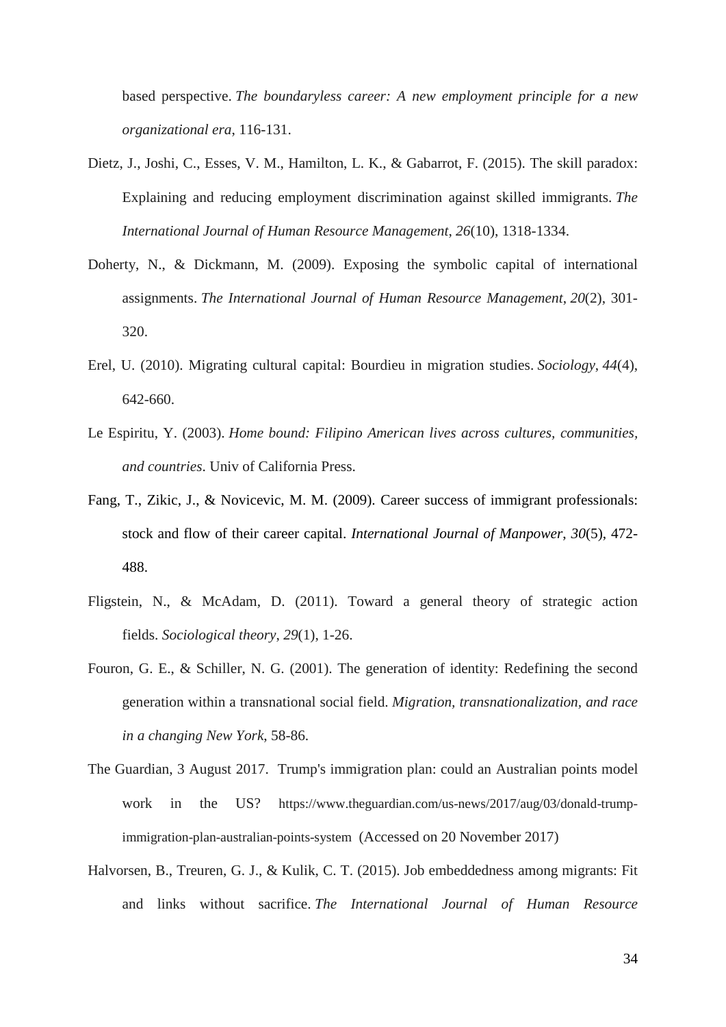based perspective. *The boundaryless career: A new employment principle for a new organizational era*, 116-131.

Dietz, J., Joshi, C., Esses, V. M., Hamilton, L. K., & Gabarrot, F. (2015). The skill paradox: Explaining and reducing employment discrimination against skilled immigrants. *The International Journal of Human Resource Management*, *26*(10), 1318-1334.

Doherty, N., & Dickmann, M. (2009). Exposing the symbolic capital of international assignments. *The International Journal of Human Resource Management*, *20*(2), 301-320.

Erel, U. (2010). Migrating cultural capital: Bourdieu in migration studies. *Sociology*, *44*(4), 642-660.

Le Espiritu, Y. (2003). *Home bound: Filipino American lives across cultures, communities, and countries*. Univ of California Press.

Fang, T., Zikic, J., & Novicevic, M. M. (2009). Career success of immigrant professionals: stock and flow of their career capital. *International Journal of Manpower*, *30*(5), 472-488.

Fligstein, N., & McAdam, D. (2011). Toward a general theory of strategic action fields. *Sociological theory*, *29*(1), 1-26.

Fouron, G. E., & Schiller, N. G. (2001). The generation of identity: Redefining the second generation within a transnational social field. *Migration, transnationalization, and race in a changing New York*, 58-86.

The Guardian, 3 August 2017. Trump's immigration plan: could an Australian points model work in the US? https://www.theguardian.com/us-news/2017/aug/03/donald-trump-immigration-plan-australian-points-system (Accessed on 20 November 2017)

Halvorsen, B., Treuren, G. J., & Kulik, C. T. (2015). Job embeddedness among migrants: Fit and links without sacrifice. *The International Journal of Human Resource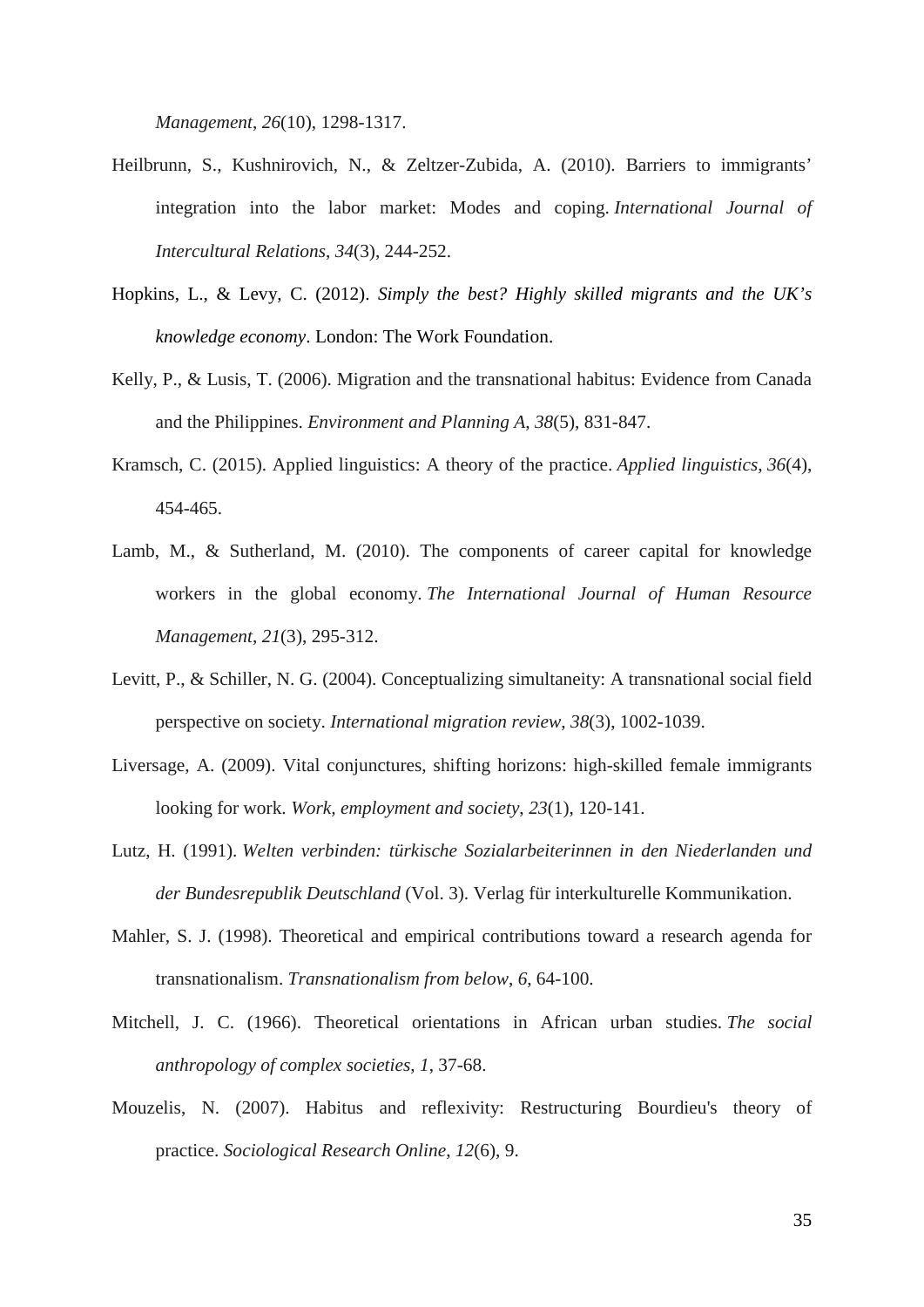*Management*, *26*(10), 1298-1317.

Heilbrunn, S., Kushnirovich, N., & Zeltzer-Zubida, A. (2010). Barriers to immigrants' integration into the labor market: Modes and coping. *International Journal of Intercultural Relations*, *34*(3), 244-252.

Hopkins, L., & Levy, C. (2012). *Simply the best? Highly skilled migrants and the UK's knowledge economy*. London: The Work Foundation.

Kelly, P., & Lusis, T. (2006). Migration and the transnational habitus: Evidence from Canada and the Philippines. *Environment and Planning A*, *38*(5), 831-847.

Kramsch, C. (2015). Applied linguistics: A theory of the practice. *Applied linguistics*, *36*(4), 454-465.

Lamb, M., & Sutherland, M. (2010). The components of career capital for knowledge workers in the global economy. *The International Journal of Human Resource Management*, *21*(3), 295-312.

Levitt, P., & Schiller, N. G. (2004). Conceptualizing simultaneity: A transnational social field perspective on society. *International migration review*, *38*(3), 1002-1039.

Liversage, A. (2009). Vital conjunctures, shifting horizons: high-skilled female immigrants looking for work. *Work, employment and society*, *23*(1), 120-141.

Lutz, H. (1991). *Welten verbinden: türkische Sozialarbeiterinnen in den Niederlanden und der Bundesrepublik Deutschland* (Vol. 3). Verlag für interkulturelle Kommunikation.

Mahler, S. J. (1998). Theoretical and empirical contributions toward a research agenda for transnationalism. *Transnationalism from below*, *6*, 64-100.

Mitchell, J. C. (1966). Theoretical orientations in African urban studies. *The social anthropology of complex societies*, *1*, 37-68.

Mouzelis, N. (2007). Habitus and reflexivity: Restructuring Bourdieu's theory of practice. *Sociological Research Online*, *12*(6), 9.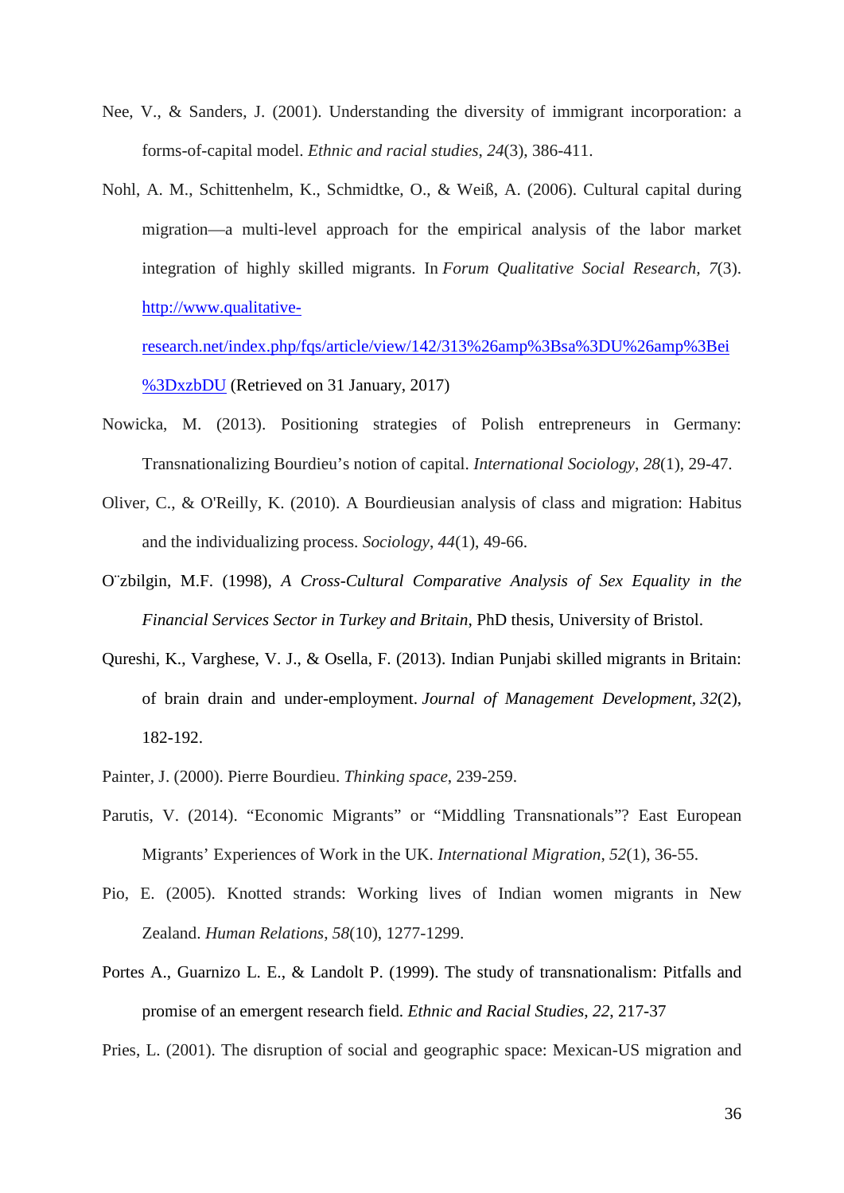Nee, V., & Sanders, J. (2001). Understanding the diversity of immigrant incorporation: a forms-of-capital model. *Ethnic and racial studies*, *24*(3), 386-411.

Nohl, A. M., Schittenhelm, K., Schmidtke, O., & Weiß, A. (2006). Cultural capital during migration—a multi-level approach for the empirical analysis of the labor market integration of highly skilled migrants. In *Forum Qualitative Social Research*, *7*(3). [http://www.qualitative-research.net/index.php/fqs/article/view/142/313%26amp%3Bsa%3DU%26amp%3Bei%3DxzbDU](http://www.qualitative-research.net/index.php/fqs/article/view/142/313%26amp%3Bsa%3DU%26amp%3Bei%3DxzbDU) (Retrieved on 31 January, 2017)

Nowicka, M. (2013). Positioning strategies of Polish entrepreneurs in Germany: Transnationalizing Bourdieu's notion of capital. *International Sociology*, *28*(1), 29-47.

Oliver, C., & O'Reilly, K. (2010). A Bourdieusian analysis of class and migration: Habitus and the individualizing process. *Sociology*, *44*(1), 49-66.

O¨zbilgin, M.F. (1998), *A Cross-Cultural Comparative Analysis of Sex Equality in the Financial Services Sector in Turkey and Britain*, PhD thesis, University of Bristol.

Qureshi, K., Varghese, V. J., & Osella, F. (2013). Indian Punjabi skilled migrants in Britain: of brain drain and under-employment. *Journal of Management Development*, *32*(2), 182-192.

Painter, J. (2000). Pierre Bourdieu. *Thinking space*, 239-259.

Parutis, V. (2014). "Economic Migrants" or "Middling Transnationals"? East European Migrants' Experiences of Work in the UK. *International Migration*, *52*(1), 36-55.

Pio, E. (2005). Knotted strands: Working lives of Indian women migrants in New Zealand. *Human Relations*, *58*(10), 1277-1299.

Portes A., Guarnizo L. E., & Landolt P. (1999). The study of transnationalism: Pitfalls and promise of an emergent research field. *Ethnic and Racial Studies*, *22*, 217-37

Pries, L. (2001). The disruption of social and geographic space: Mexican-US migration and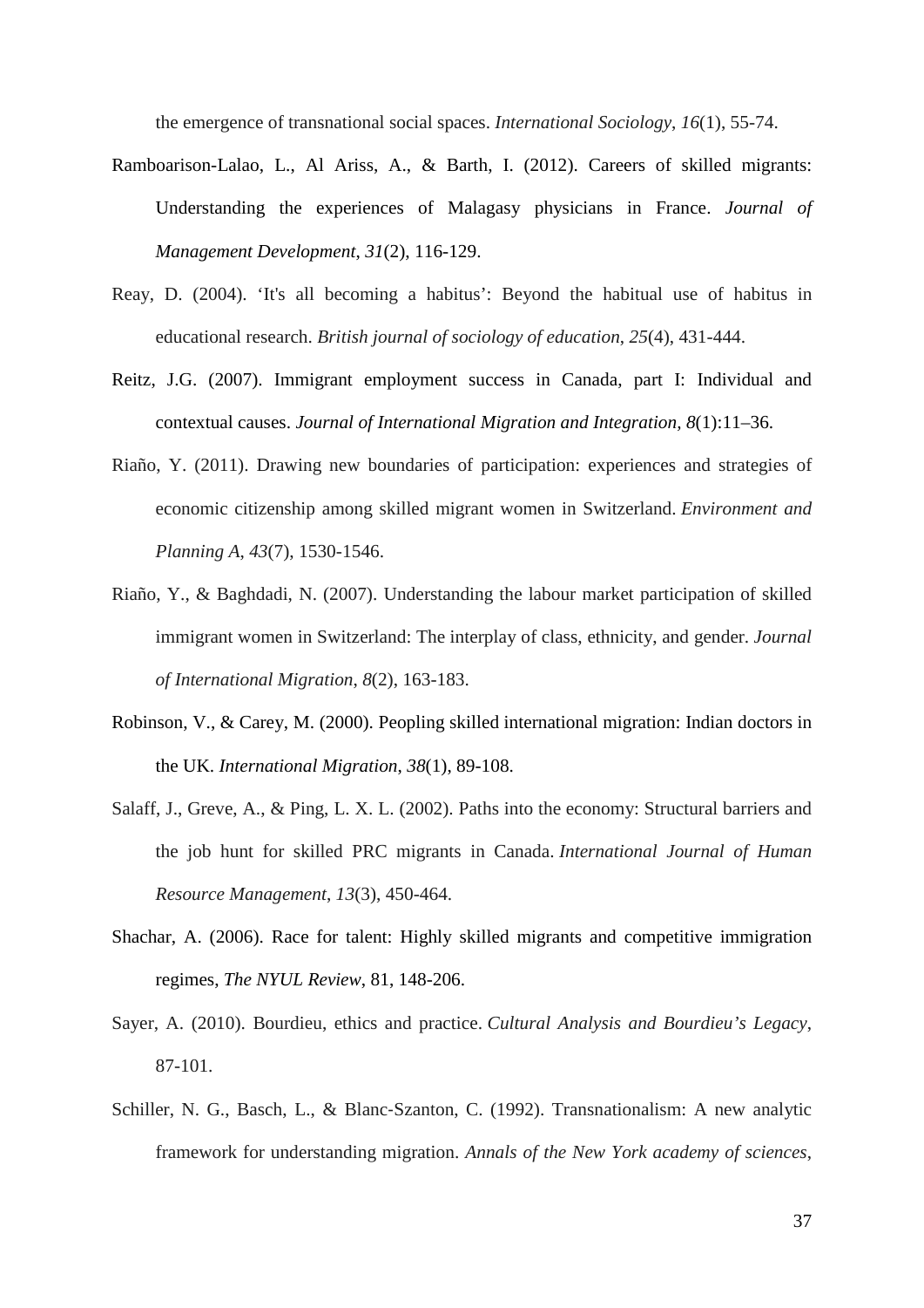the emergence of transnational social spaces. *International Sociology*, *16*(1), 55-74.

Ramboarison-Lalao, L., Al Ariss, A., & Barth, I. (2012). Careers of skilled migrants: Understanding the experiences of Malagasy physicians in France. *Journal of Management Development, 31*(2), 116-129.

Reay, D. (2004). 'It's all becoming a habitus': Beyond the habitual use of habitus in educational research. *British journal of sociology of education*, *25*(4), 431-444.

Reitz, J.G. (2007). Immigrant employment success in Canada, part I: Individual and contextual causes. *Journal of International Migration and Integration, 8*(1):11–36.

Riaño, Y. (2011). Drawing new boundaries of participation: experiences and strategies of economic citizenship among skilled migrant women in Switzerland. *Environment and Planning A*, *43*(7), 1530-1546.

Riaño, Y., & Baghdadi, N. (2007). Understanding the labour market participation of skilled immigrant women in Switzerland: The interplay of class, ethnicity, and gender. *Journal of International Migration*, *8*(2), 163-183.

Robinson, V., & Carey, M. (2000). Peopling skilled international migration: Indian doctors in the UK. *International Migration*, *38*(1), 89-108.

Salaff, J., Greve, A., & Ping, L. X. L. (2002). Paths into the economy: Structural barriers and the job hunt for skilled PRC migrants in Canada. *International Journal of Human Resource Management*, *13*(3), 450-464.

Shachar, A. (2006). Race for talent: Highly skilled migrants and competitive immigration regimes, *The NYUL Review*, 81, 148-206.

Sayer, A. (2010). Bourdieu, ethics and practice. *Cultural Analysis and Bourdieu's Legacy*, 87-101.

Schiller, N. G., Basch, L., & Blanc‐Szanton, C. (1992). Transnationalism: A new analytic framework for understanding migration. *Annals of the New York academy of sciences*,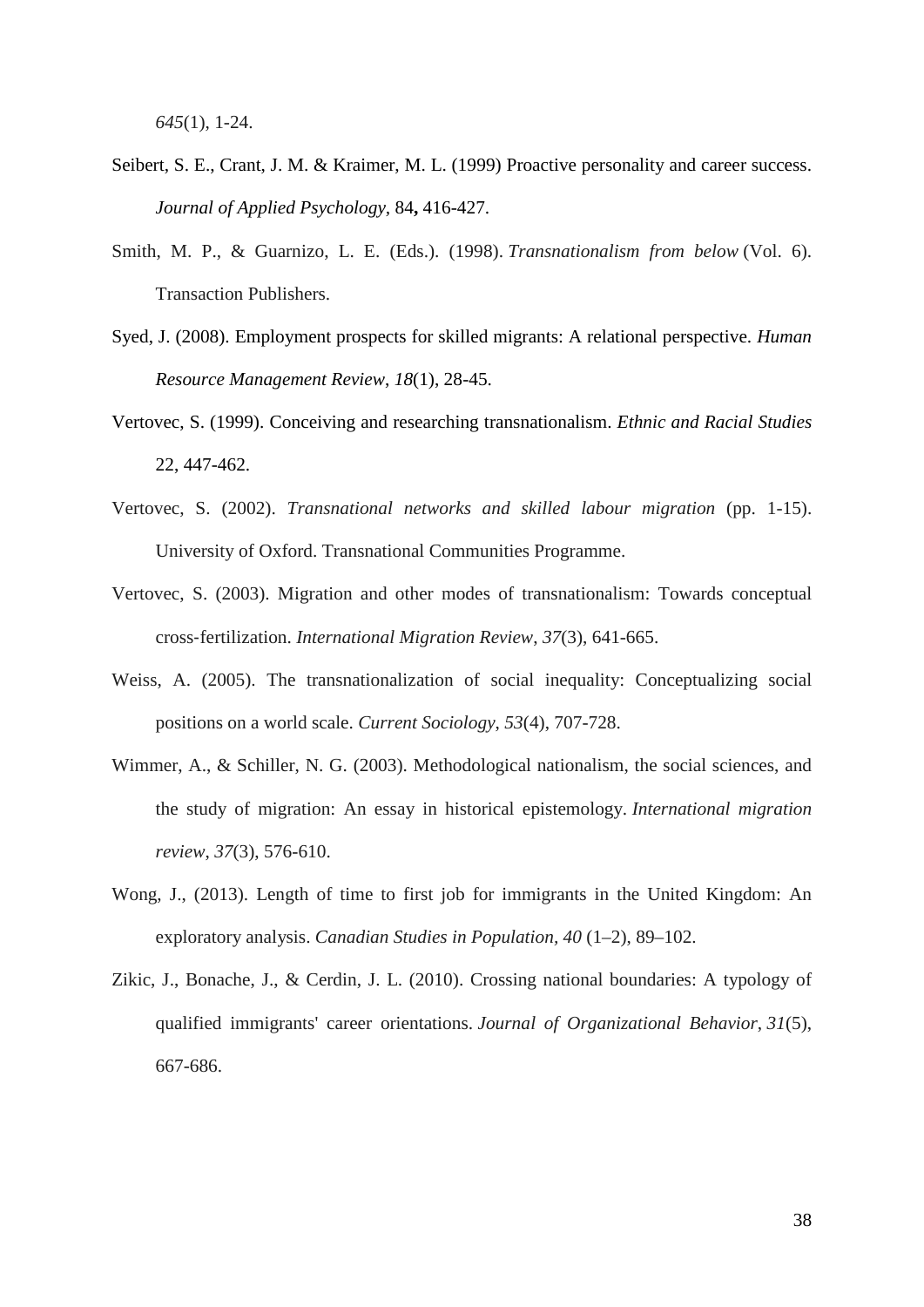*645*(1), 1-24.

Seibert, S. E., Crant, J. M. & Kraimer, M. L. (1999) Proactive personality and career success. *Journal of Applied Psychology*, 84**,** 416-427.

Smith, M. P., & Guarnizo, L. E. (Eds.). (1998). *Transnationalism from below* (Vol. 6). Transaction Publishers.

Syed, J. (2008). Employment prospects for skilled migrants: A relational perspective. *Human Resource Management Review*, *18*(1), 28-45.

Vertovec, S. (1999). Conceiving and researching transnationalism. *Ethnic and Racial Studies* 22, 447-462.

Vertovec, S. (2002). *Transnational networks and skilled labour migration* (pp. 1-15). University of Oxford. Transnational Communities Programme.

Vertovec, S. (2003). Migration and other modes of transnationalism: Towards conceptual cross-fertilization. *International Migration Review*, *37*(3), 641-665.

Weiss, A. (2005). The transnationalization of social inequality: Conceptualizing social positions on a world scale. *Current Sociology*, *53*(4), 707-728.

Wimmer, A., & Schiller, N. G. (2003). Methodological nationalism, the social sciences, and the study of migration: An essay in historical epistemology. *International migration review*, *37*(3), 576-610.

Wong, J., (2013). Length of time to first job for immigrants in the United Kingdom: An exploratory analysis. *Canadian Studies in Population, 40* (1–2), 89–102.

Zikic, J., Bonache, J., & Cerdin, J. L. (2010). Crossing national boundaries: A typology of qualified immigrants' career orientations. *Journal of Organizational Behavior*, *31*(5), 667-686.